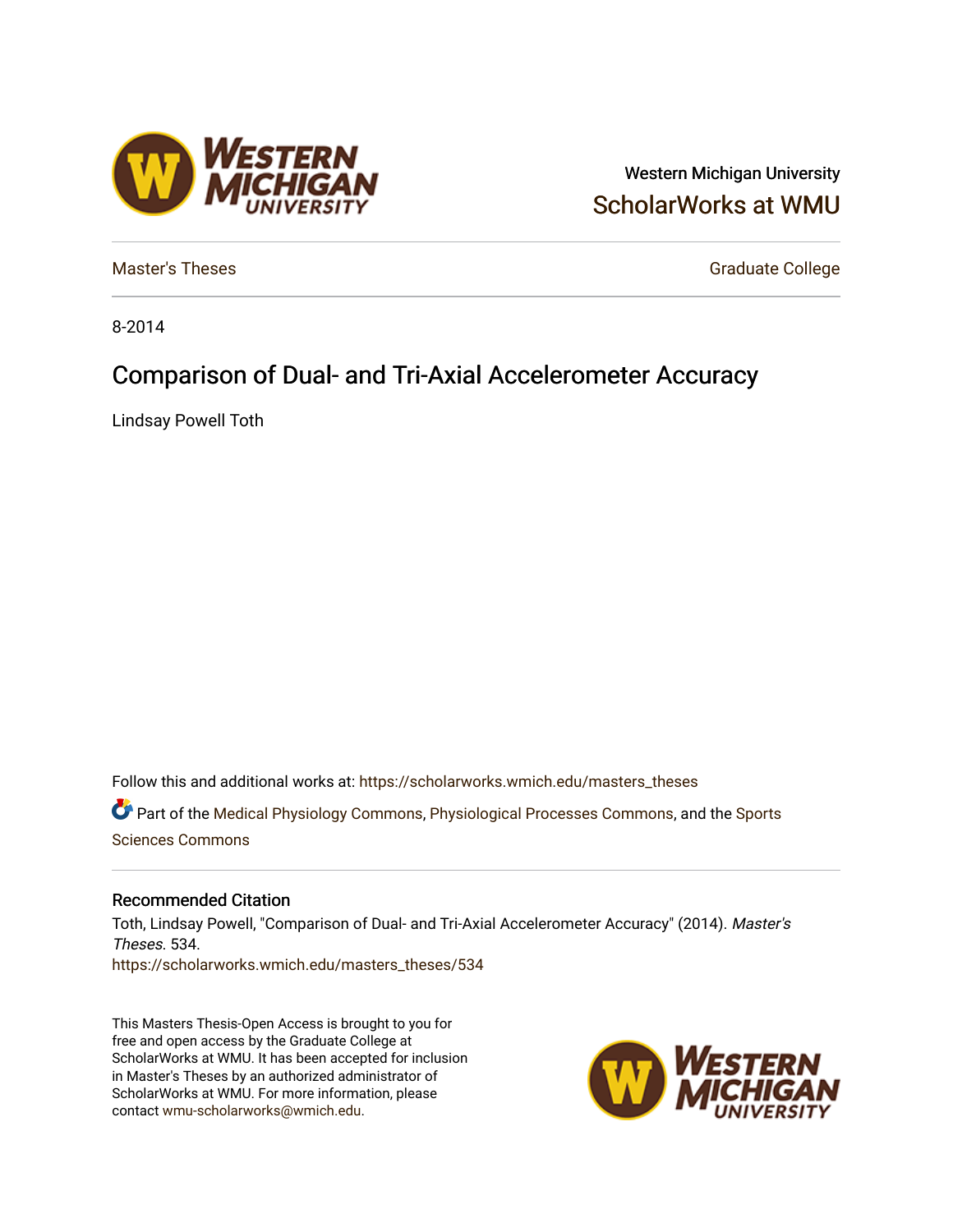Western Michigan University

ScholarWorks at WMU

Master's Theses

Graduate College

8-2014

# Comparison of Dual- and Tri-Axial Accelerometer Accuracy

Lindsay Powell Toth

Follow this and additional works at: https://scholarworks.wmich.edu/masters_theses

Part of the Medical Physiology Commons, Physiological Processes Commons, and the Sports Sciences Commons

## Recommended Citation

Toth, Lindsay Powell, "Comparison of Dual- and Tri-Axial Accelerometer Accuracy" (2014). *Master's Theses*. 534.
https://scholarworks.wmich.edu/masters_theses/534

This Masters Thesis-Open Access is brought to you for free and open access by the Graduate College at ScholarWorks at WMU. It has been accepted for inclusion in Master's Theses by an authorized administrator of ScholarWorks at WMU. For more information, please contact wmu-scholarworks@wmich.edu.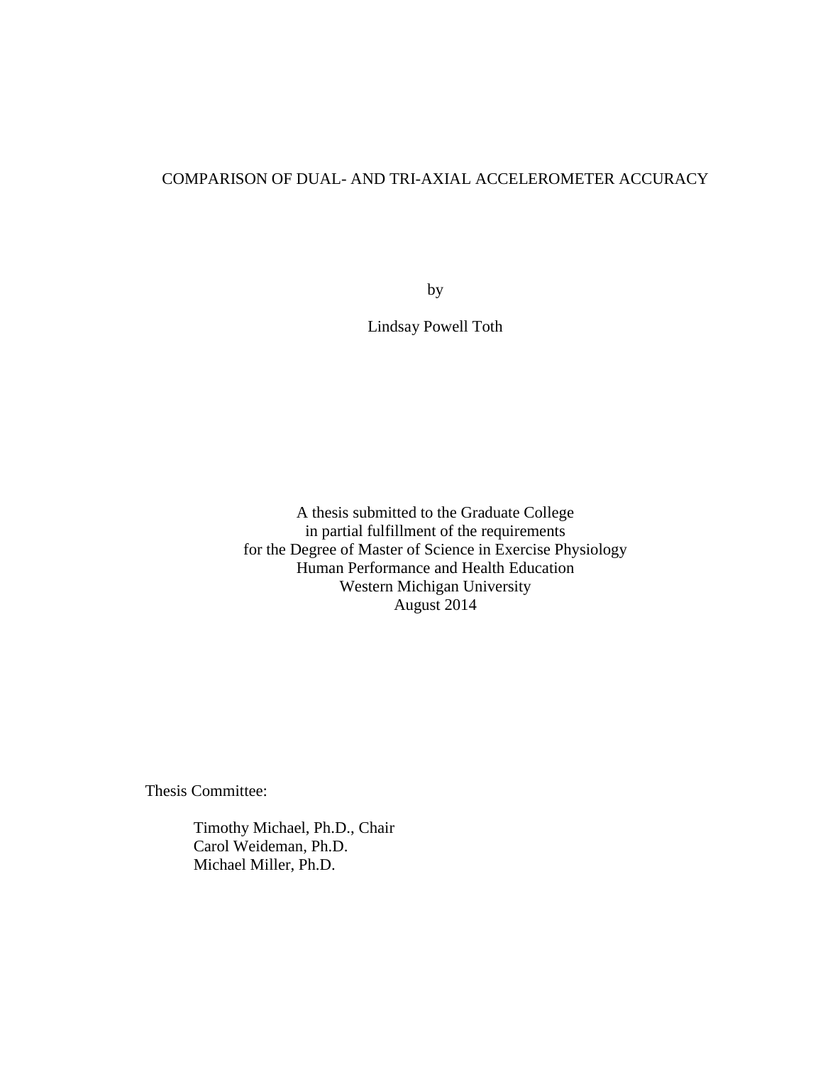# COMPARISON OF DUAL- AND TRI-AXIAL ACCELEROMETER ACCURACY

by

Lindsay Powell Toth

A thesis submitted to the Graduate College
in partial fulfillment of the requirements
for the Degree of Master of Science in Exercise Physiology
Human Performance and Health Education
Western Michigan University
August 2014

Thesis Committee:

Timothy Michael, Ph.D., Chair
Carol Weideman, Ph.D.
Michael Miller, Ph.D.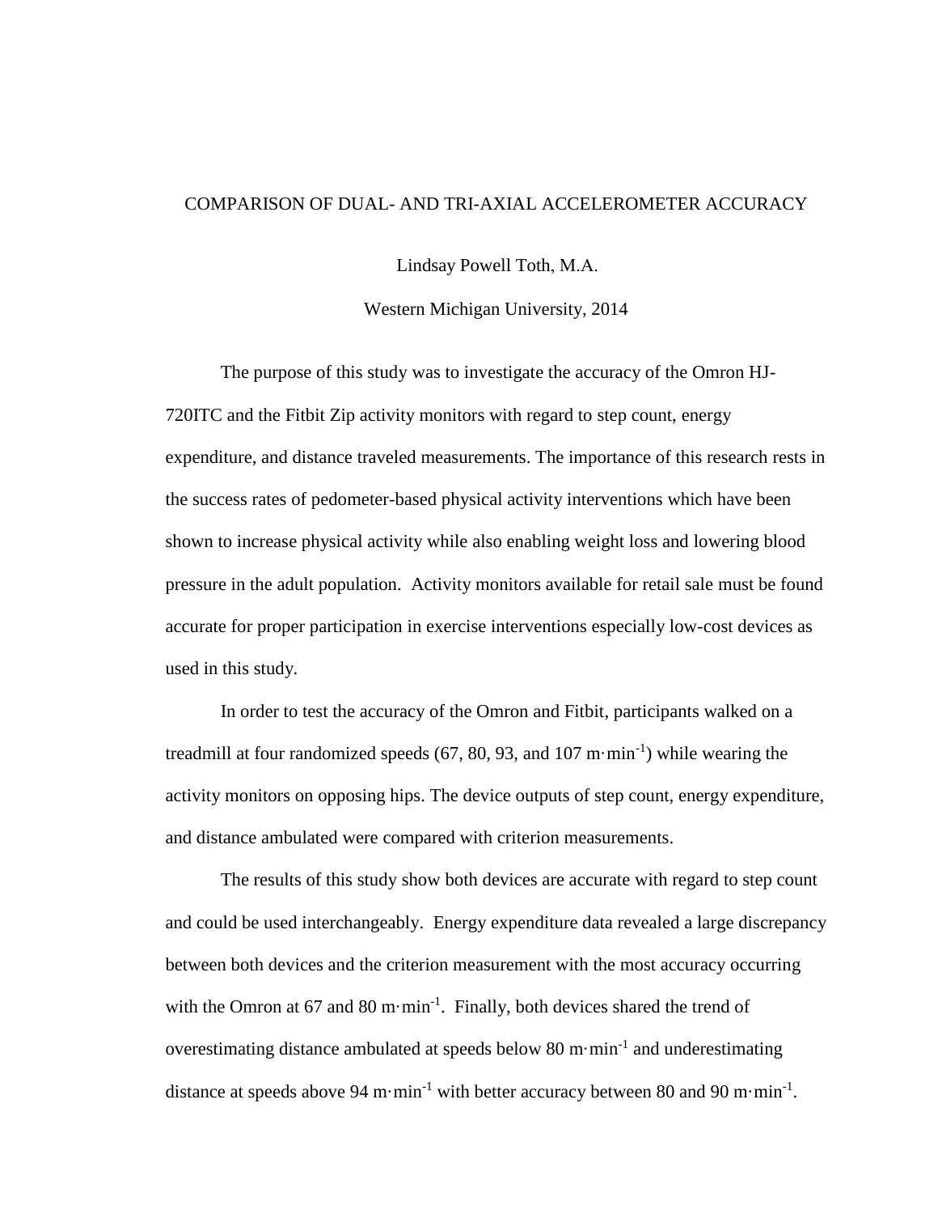# COMPARISON OF DUAL- AND TRI-AXIAL ACCELEROMETER ACCURACY

Lindsay Powell Toth, M.A.

Western Michigan University, 2014

The purpose of this study was to investigate the accuracy of the Omron HJ-720ITC and the Fitbit Zip activity monitors with regard to step count, energy expenditure, and distance traveled measurements. The importance of this research rests in the success rates of pedometer-based physical activity interventions which have been shown to increase physical activity while also enabling weight loss and lowering blood pressure in the adult population. Activity monitors available for retail sale must be found accurate for proper participation in exercise interventions especially low-cost devices as used in this study.

In order to test the accuracy of the Omron and Fitbit, participants walked on a treadmill at four randomized speeds (67, 80, 93, and 107 $m \cdot min^{-1}$) while wearing the activity monitors on opposing hips. The device outputs of step count, energy expenditure, and distance ambulated were compared with criterion measurements.

The results of this study show both devices are accurate with regard to step count and could be used interchangeably. Energy expenditure data revealed a large discrepancy between both devices and the criterion measurement with the most accuracy occurring with the Omron at 67 and 80 $m \cdot min^{-1}$. Finally, both devices shared the trend of overestimating distance ambulated at speeds below 80 $m \cdot min^{-1}$ and underestimating distance at speeds above 94 $m \cdot min^{-1}$ with better accuracy between 80 and 90 $m \cdot min^{-1}$.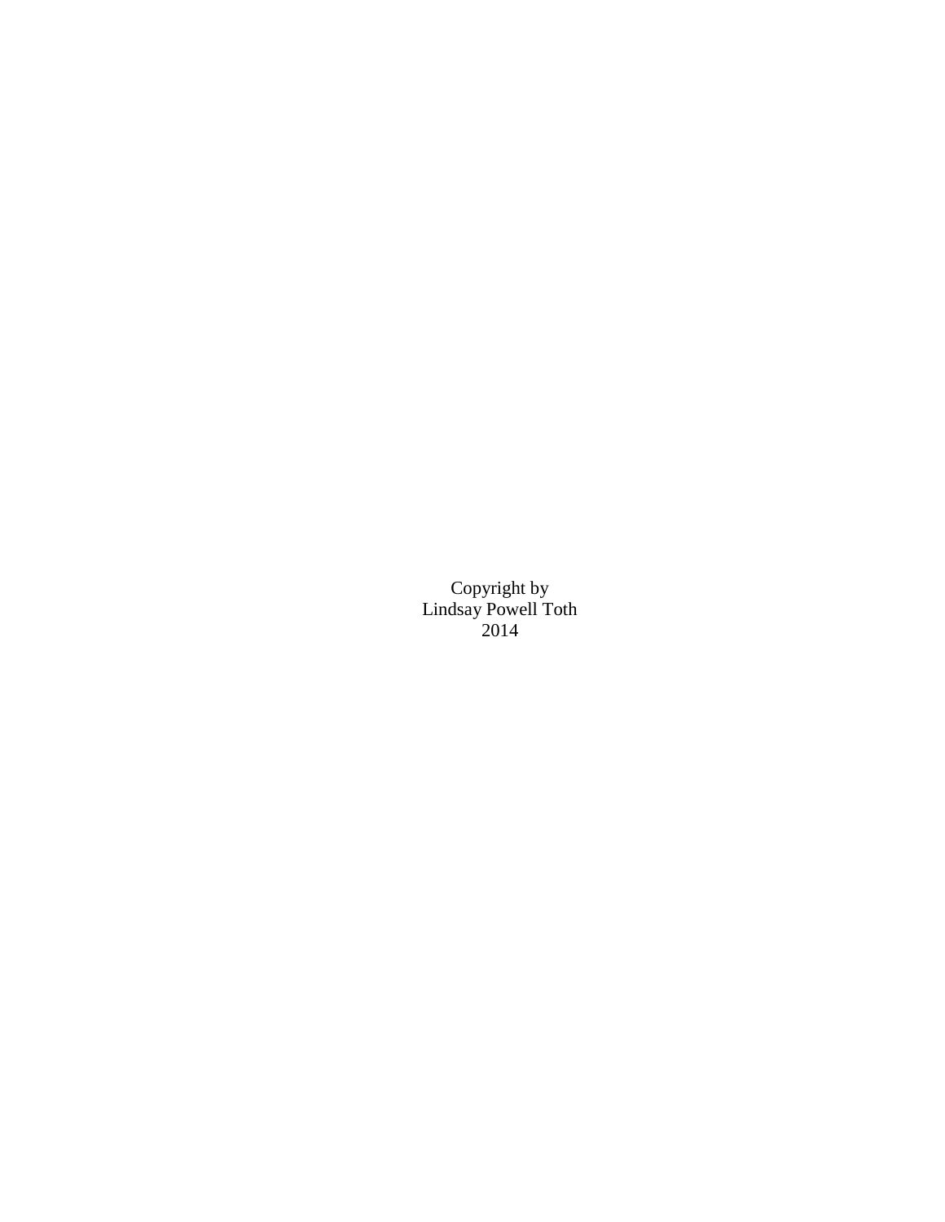Copyright by
Lindsay Powell Toth
2014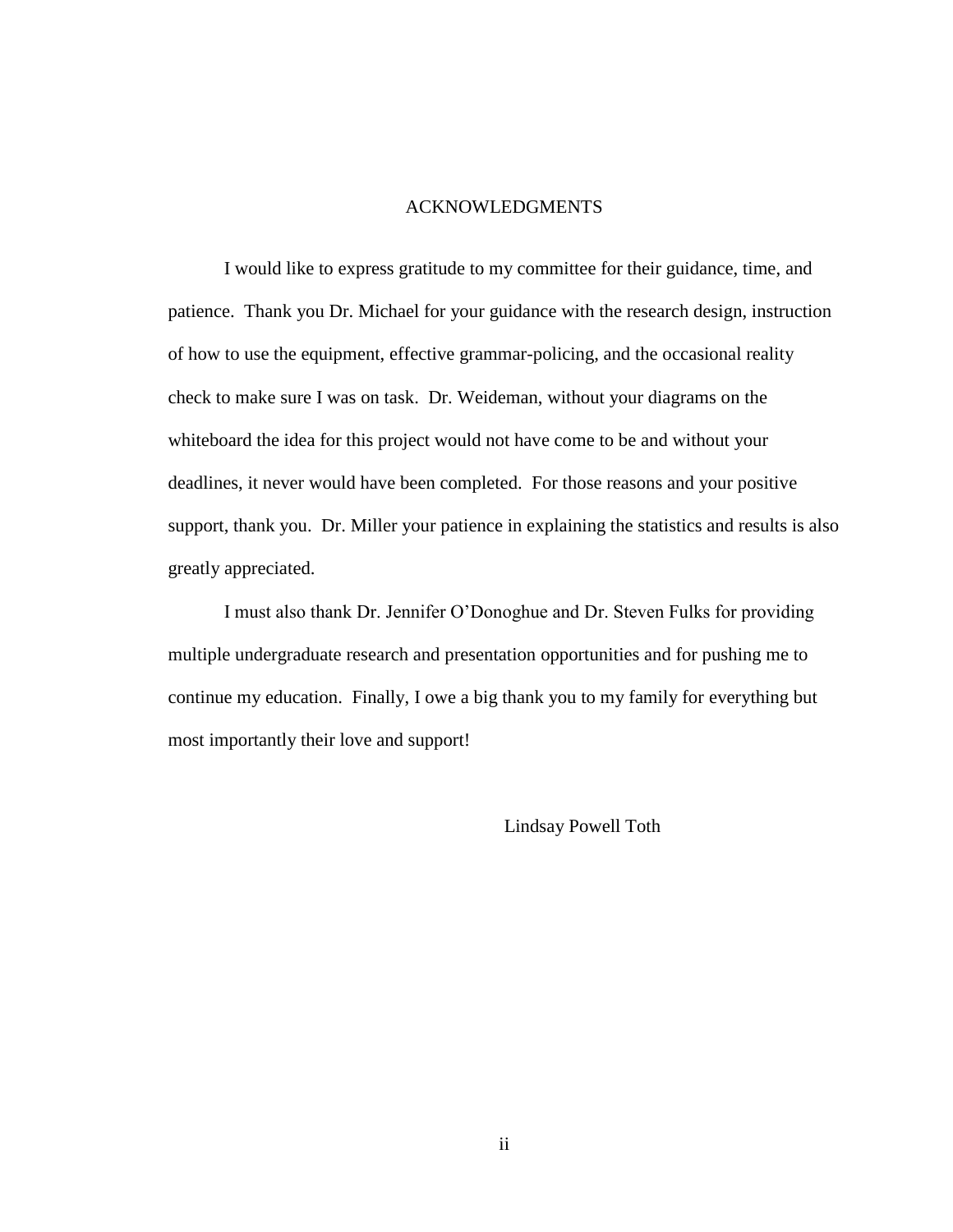# ACKNOWLEDGMENTS

I would like to express gratitude to my committee for their guidance, time, and patience. Thank you Dr. Michael for your guidance with the research design, instruction of how to use the equipment, effective grammar-policing, and the occasional reality check to make sure I was on task. Dr. Weideman, without your diagrams on the whiteboard the idea for this project would not have come to be and without your deadlines, it never would have been completed. For those reasons and your positive support, thank you. Dr. Miller your patience in explaining the statistics and results is also greatly appreciated.

I must also thank Dr. Jennifer O'Donoghue and Dr. Steven Fulks for providing multiple undergraduate research and presentation opportunities and for pushing me to continue my education. Finally, I owe a big thank you to my family for everything but most importantly their love and support!

Lindsay Powell Toth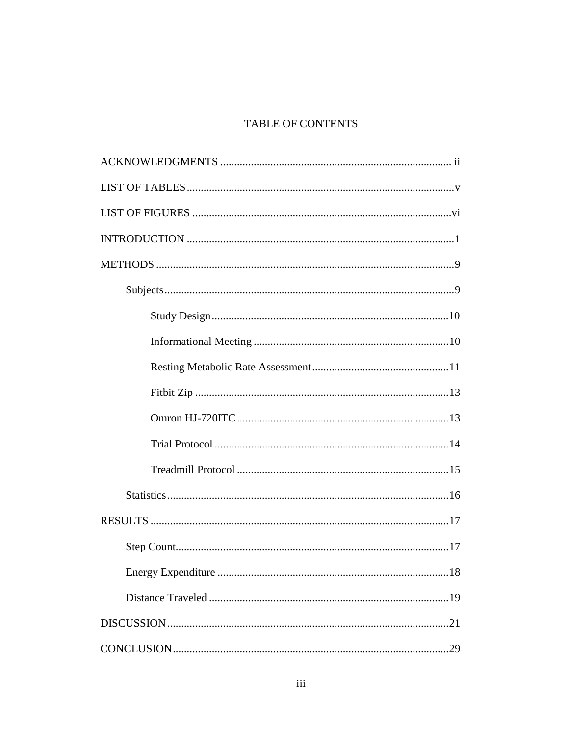# TABLE OF CONTENTS

ACKNOWLEDGMENTS .................................................................................. ii

LIST OF TABLES ...............................................................................................v

LIST OF FIGURES ............................................................................................vi

INTRODUCTION ...............................................................................................1

METHODS ..........................................................................................................9

- Subjects .......................................................................................................9
    - Study Design .....................................................................................10
    - Informational Meeting ......................................................................10
    - Resting Metabolic Rate Assessment .................................................11
    - Fitbit Zip ...........................................................................................13
    - Omron HJ-720ITC ............................................................................13
    - Trial Protocol ....................................................................................14
    - Treadmill Protocol ............................................................................15
- Statistics .....................................................................................................16

RESULTS ..........................................................................................................17

- Step Count..................................................................................................17
- Energy Expenditure ...................................................................................18
- Distance Traveled ......................................................................................19

DISCUSSION ....................................................................................................21

CONCLUSION ..................................................................................................29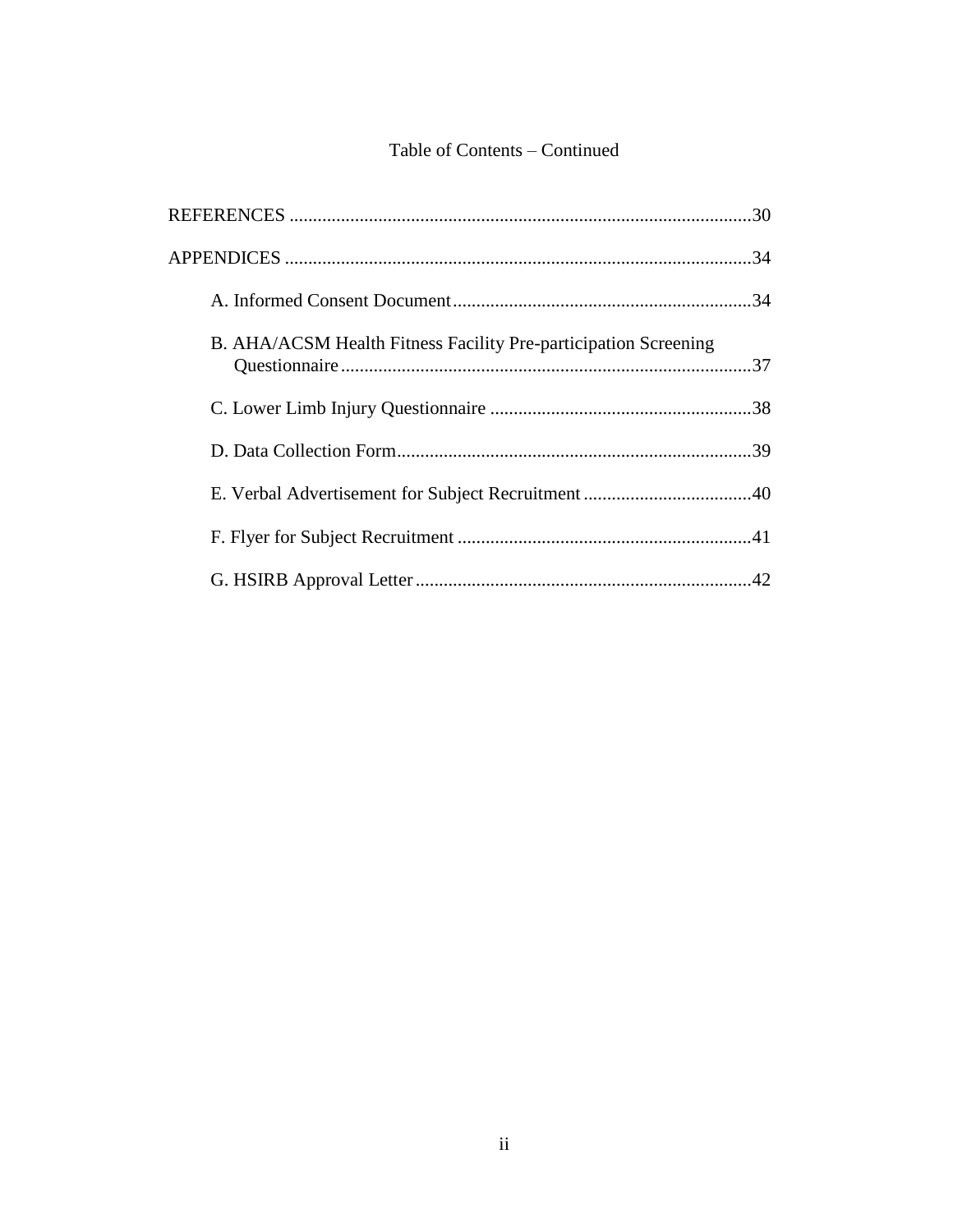Table of Contents – Continued

REFERENCES ..................................................................................................30

APPENDICES ..................................................................................................34

A. Informed Consent Document ...............................................................34

B. AHA/ACSM Health Fitness Facility Pre-participation Screening Questionnaire ........................................................................................37

C. Lower Limb Injury Questionnaire ........................................................38

D. Data Collection Form ...........................................................................39

E. Verbal Advertisement for Subject Recruitment ....................................40

F. Flyer for Subject Recruitment ..............................................................41

G. HSIRB Approval Letter .......................................................................42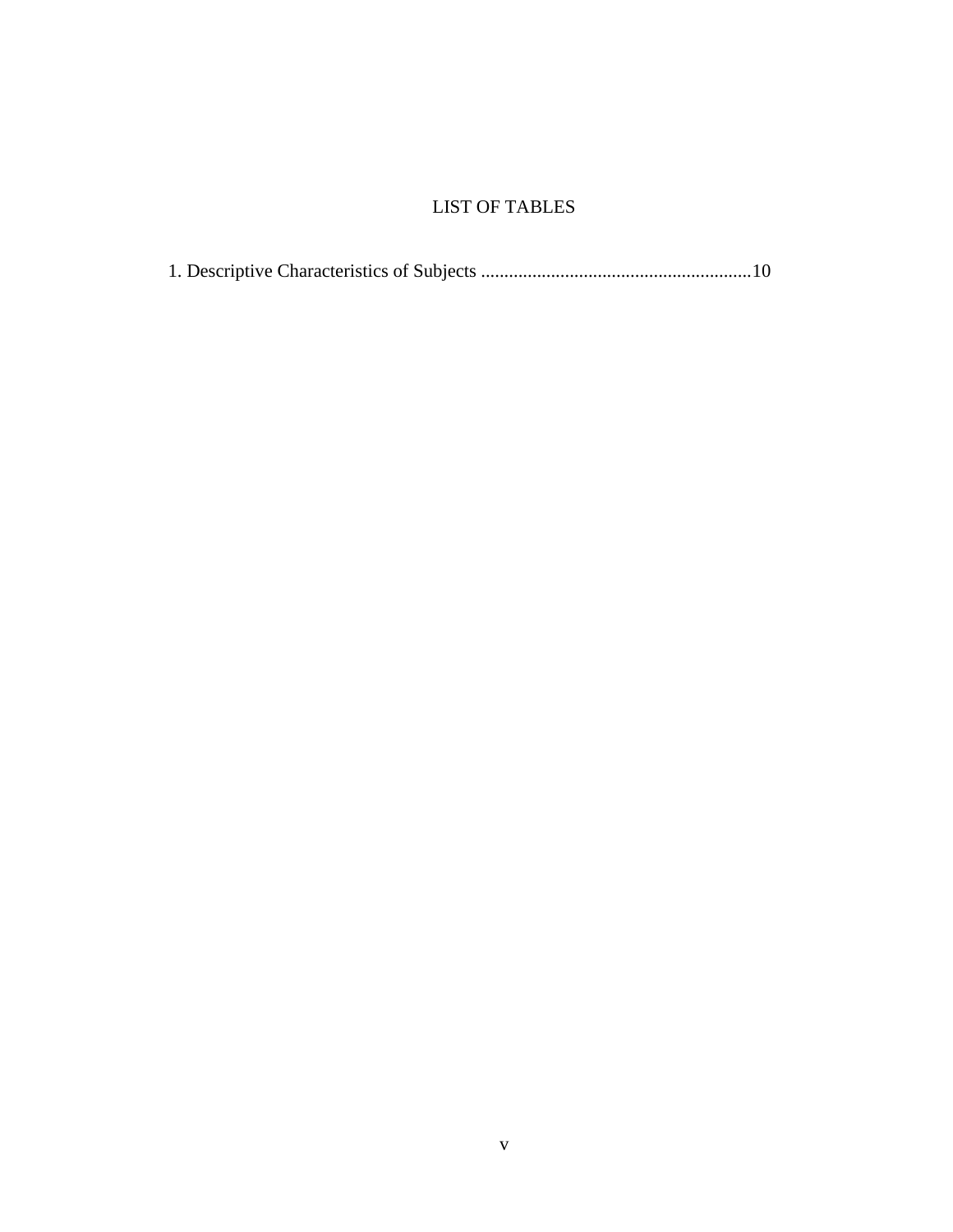# LIST OF TABLES

1. Descriptive Characteristics of Subjects ..........................................................10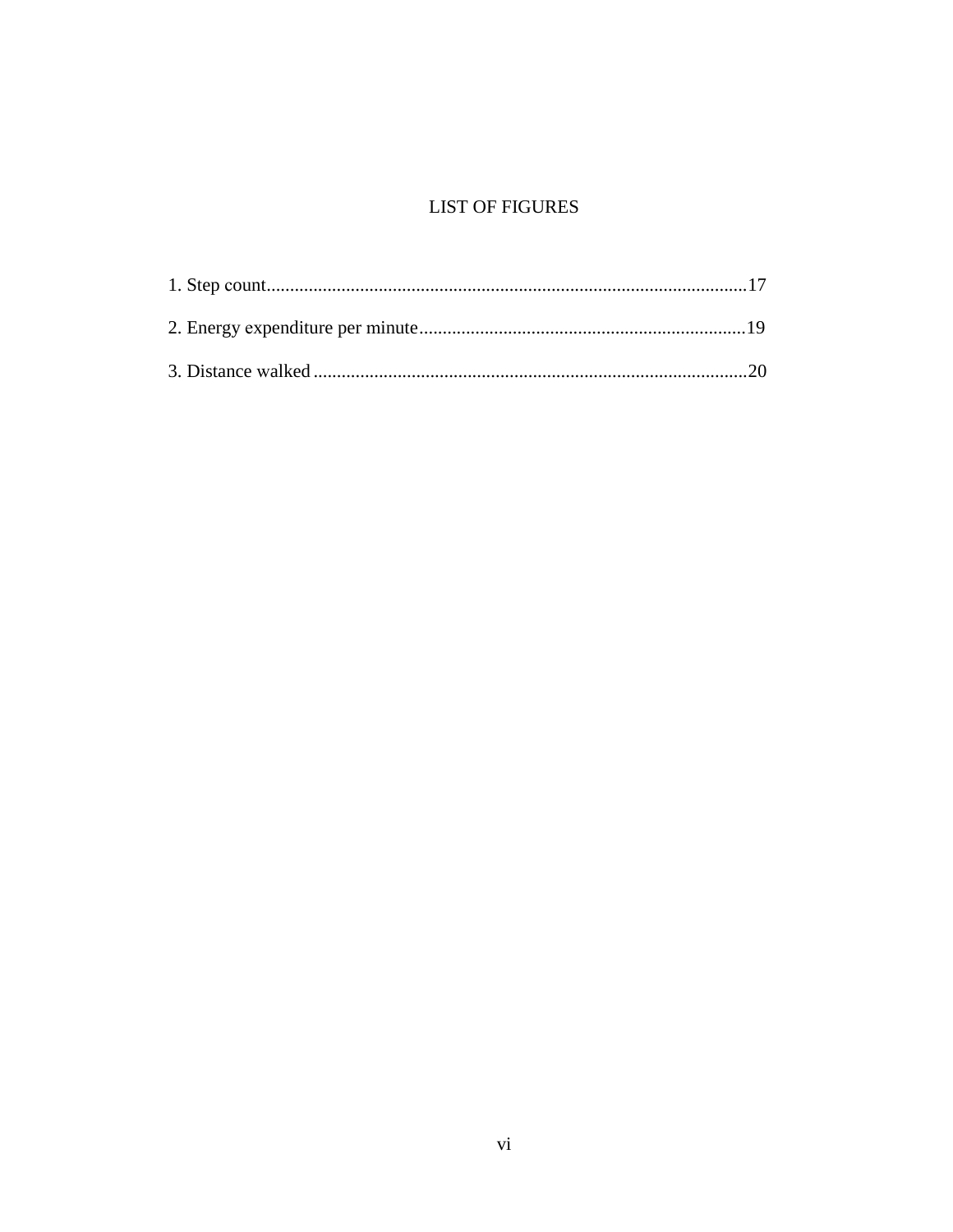# LIST OF FIGURES

1. Step count......................................................................................................17

2. Energy expenditure per minute......................................................................19

3. Distance walked ............................................................................................20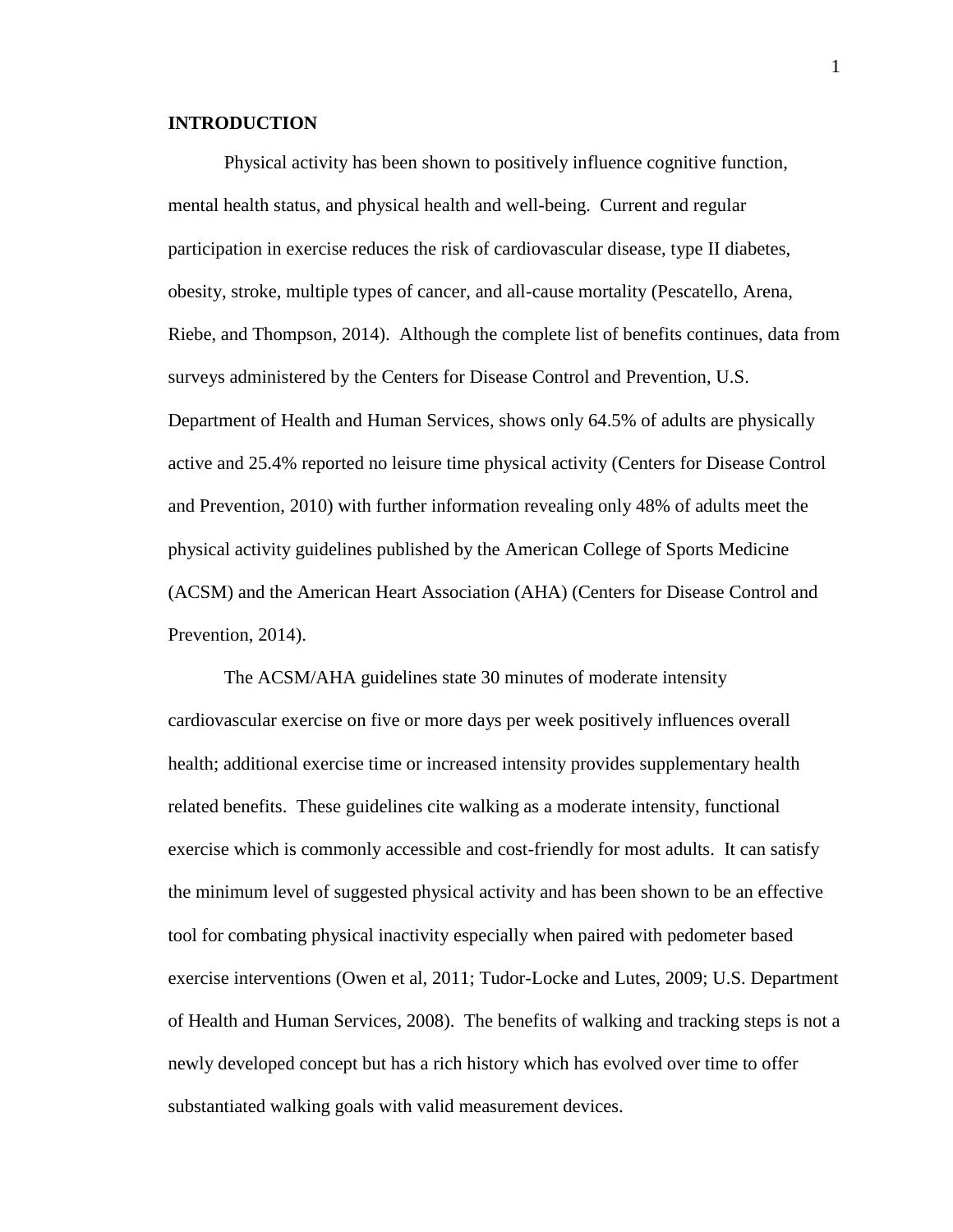# INTRODUCTION

Physical activity has been shown to positively influence cognitive function, mental health status, and physical health and well-being. Current and regular participation in exercise reduces the risk of cardiovascular disease, type II diabetes, obesity, stroke, multiple types of cancer, and all-cause mortality (Pescatello, Arena, Riebe, and Thompson, 2014). Although the complete list of benefits continues, data from surveys administered by the Centers for Disease Control and Prevention, U.S. Department of Health and Human Services, shows only 64.5% of adults are physically active and 25.4% reported no leisure time physical activity (Centers for Disease Control and Prevention, 2010) with further information revealing only 48% of adults meet the physical activity guidelines published by the American College of Sports Medicine (ACSM) and the American Heart Association (AHA) (Centers for Disease Control and Prevention, 2014).

The ACSM/AHA guidelines state 30 minutes of moderate intensity cardiovascular exercise on five or more days per week positively influences overall health; additional exercise time or increased intensity provides supplementary health related benefits. These guidelines cite walking as a moderate intensity, functional exercise which is commonly accessible and cost-friendly for most adults. It can satisfy the minimum level of suggested physical activity and has been shown to be an effective tool for combating physical inactivity especially when paired with pedometer based exercise interventions (Owen et al, 2011; Tudor-Locke and Lutes, 2009; U.S. Department of Health and Human Services, 2008). The benefits of walking and tracking steps is not a newly developed concept but has a rich history which has evolved over time to offer substantiated walking goals with valid measurement devices.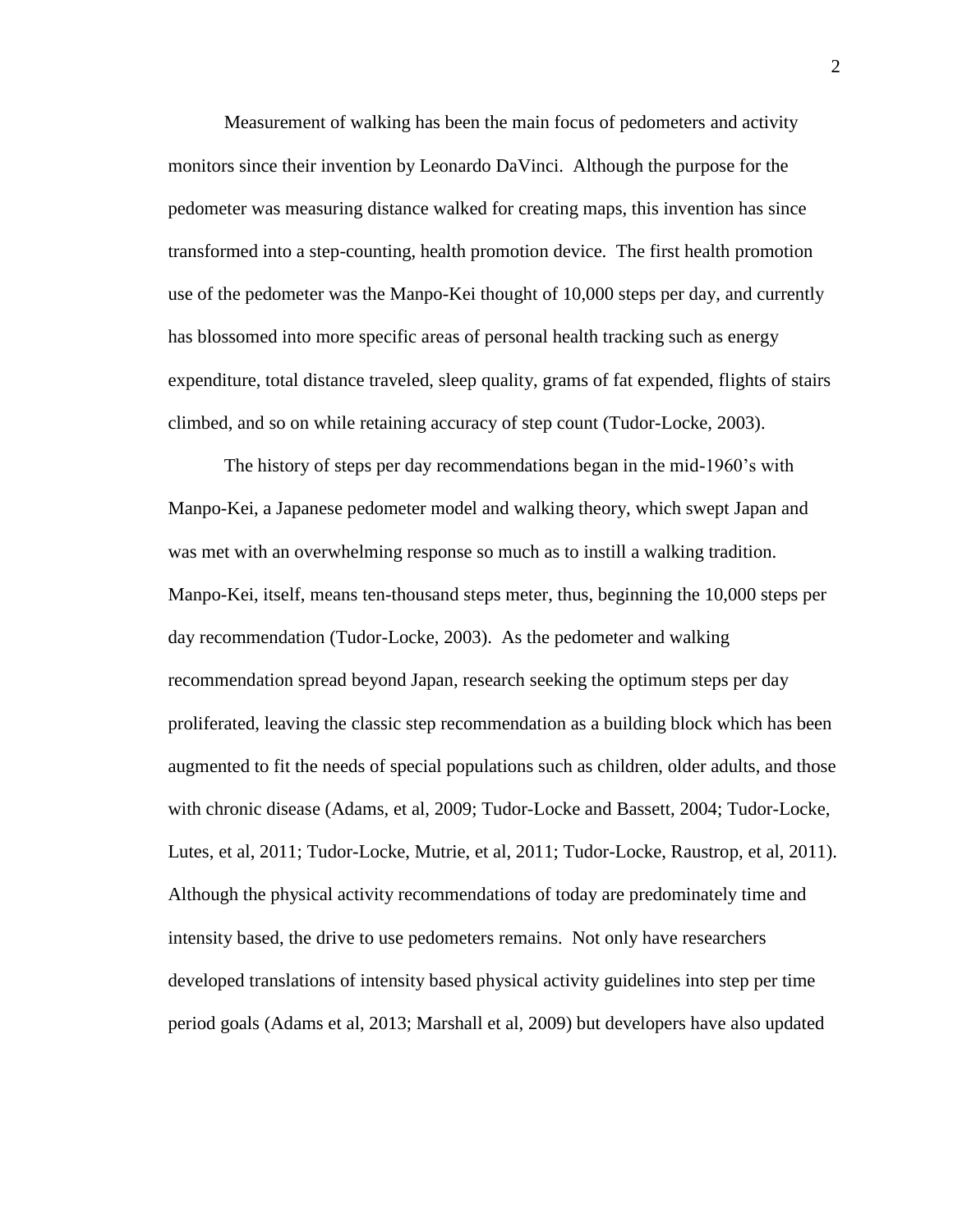Measurement of walking has been the main focus of pedometers and activity monitors since their invention by Leonardo DaVinci. Although the purpose for the pedometer was measuring distance walked for creating maps, this invention has since transformed into a step-counting, health promotion device. The first health promotion use of the pedometer was the Manpo-Kei thought of 10,000 steps per day, and currently has blossomed into more specific areas of personal health tracking such as energy expenditure, total distance traveled, sleep quality, grams of fat expended, flights of stairs climbed, and so on while retaining accuracy of step count (Tudor-Locke, 2003).

The history of steps per day recommendations began in the mid-1960's with Manpo-Kei, a Japanese pedometer model and walking theory, which swept Japan and was met with an overwhelming response so much as to instill a walking tradition. Manpo-Kei, itself, means ten-thousand steps meter, thus, beginning the 10,000 steps per day recommendation (Tudor-Locke, 2003). As the pedometer and walking recommendation spread beyond Japan, research seeking the optimum steps per day proliferated, leaving the classic step recommendation as a building block which has been augmented to fit the needs of special populations such as children, older adults, and those with chronic disease (Adams, et al, 2009; Tudor-Locke and Bassett, 2004; Tudor-Locke, Lutes, et al, 2011; Tudor-Locke, Mutrie, et al, 2011; Tudor-Locke, Raustrop, et al, 2011). Although the physical activity recommendations of today are predominately time and intensity based, the drive to use pedometers remains. Not only have researchers developed translations of intensity based physical activity guidelines into step per time period goals (Adams et al, 2013; Marshall et al, 2009) but developers have also updated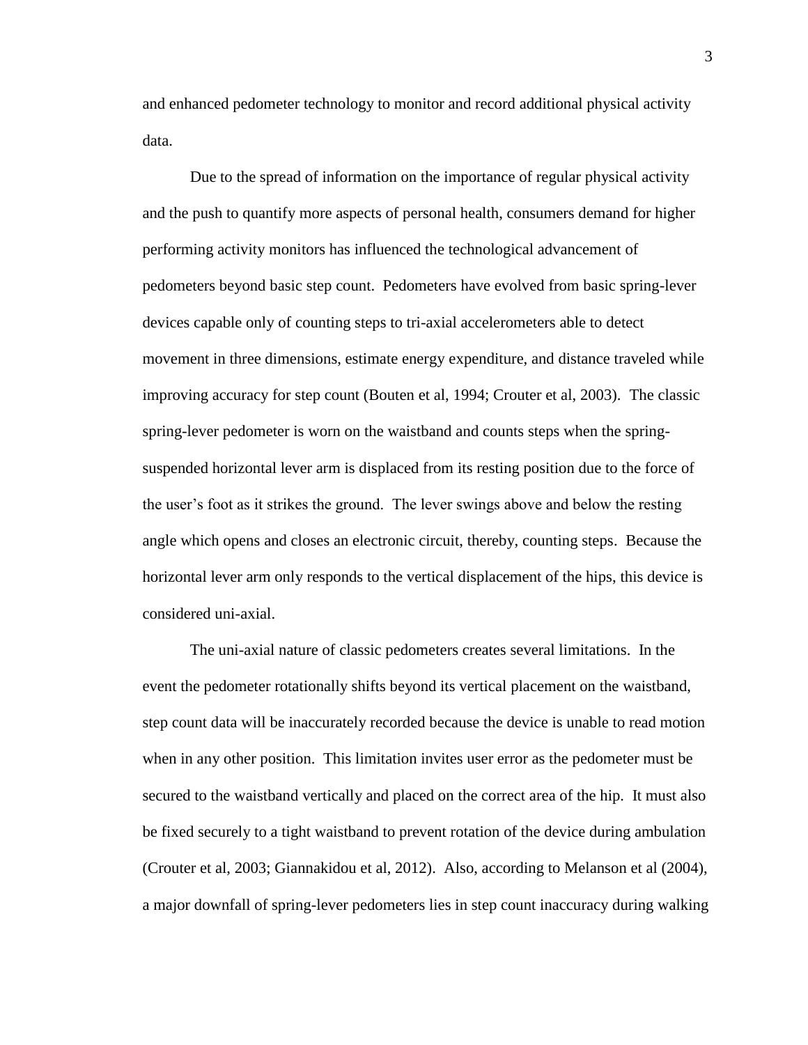and enhanced pedometer technology to monitor and record additional physical activity data.

Due to the spread of information on the importance of regular physical activity and the push to quantify more aspects of personal health, consumers demand for higher performing activity monitors has influenced the technological advancement of pedometers beyond basic step count. Pedometers have evolved from basic spring-lever devices capable only of counting steps to tri-axial accelerometers able to detect movement in three dimensions, estimate energy expenditure, and distance traveled while improving accuracy for step count (Bouten et al, 1994; Crouter et al, 2003). The classic spring-lever pedometer is worn on the waistband and counts steps when the spring-suspended horizontal lever arm is displaced from its resting position due to the force of the user's foot as it strikes the ground. The lever swings above and below the resting angle which opens and closes an electronic circuit, thereby, counting steps. Because the horizontal lever arm only responds to the vertical displacement of the hips, this device is considered uni-axial.

The uni-axial nature of classic pedometers creates several limitations. In the event the pedometer rotationally shifts beyond its vertical placement on the waistband, step count data will be inaccurately recorded because the device is unable to read motion when in any other position. This limitation invites user error as the pedometer must be secured to the waistband vertically and placed on the correct area of the hip. It must also be fixed securely to a tight waistband to prevent rotation of the device during ambulation (Crouter et al, 2003; Giannakidou et al, 2012). Also, according to Melanson et al (2004), a major downfall of spring-lever pedometers lies in step count inaccuracy during walking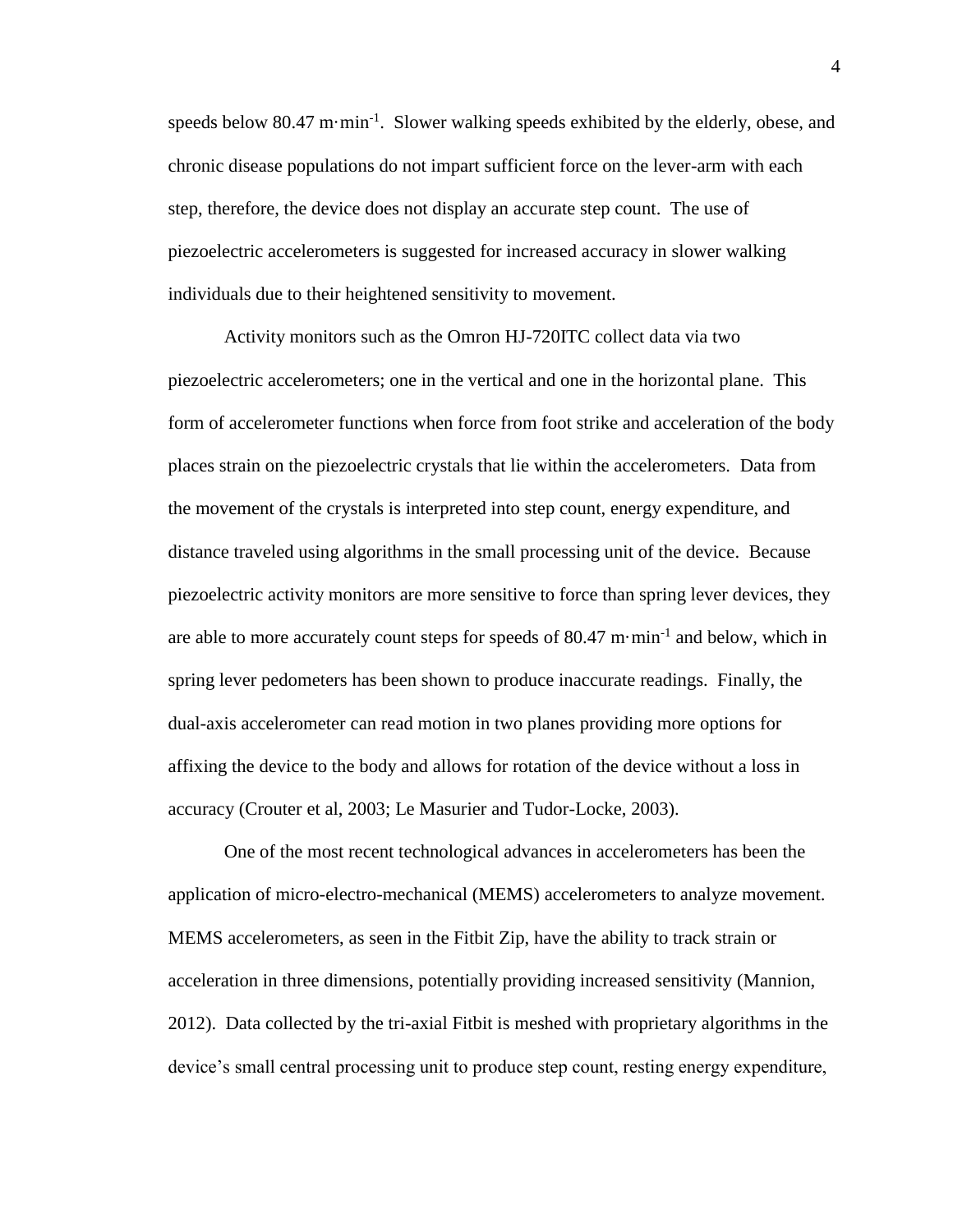speeds below 80.47 $m \cdot min^{-1}$. Slower walking speeds exhibited by the elderly, obese, and chronic disease populations do not impart sufficient force on the lever-arm with each step, therefore, the device does not display an accurate step count. The use of piezoelectric accelerometers is suggested for increased accuracy in slower walking individuals due to their heightened sensitivity to movement.

Activity monitors such as the Omron HJ-720ITC collect data via two piezoelectric accelerometers; one in the vertical and one in the horizontal plane. This form of accelerometer functions when force from foot strike and acceleration of the body places strain on the piezoelectric crystals that lie within the accelerometers. Data from the movement of the crystals is interpreted into step count, energy expenditure, and distance traveled using algorithms in the small processing unit of the device. Because piezoelectric activity monitors are more sensitive to force than spring lever devices, they are able to more accurately count steps for speeds of 80.47 $m \cdot min^{-1}$ and below, which in spring lever pedometers has been shown to produce inaccurate readings. Finally, the dual-axis accelerometer can read motion in two planes providing more options for affixing the device to the body and allows for rotation of the device without a loss in accuracy (Crouter et al, 2003; Le Masurier and Tudor-Locke, 2003).

One of the most recent technological advances in accelerometers has been the application of micro-electro-mechanical (MEMS) accelerometers to analyze movement. MEMS accelerometers, as seen in the Fitbit Zip, have the ability to track strain or acceleration in three dimensions, potentially providing increased sensitivity (Mannion, 2012). Data collected by the tri-axial Fitbit is meshed with proprietary algorithms in the device's small central processing unit to produce step count, resting energy expenditure,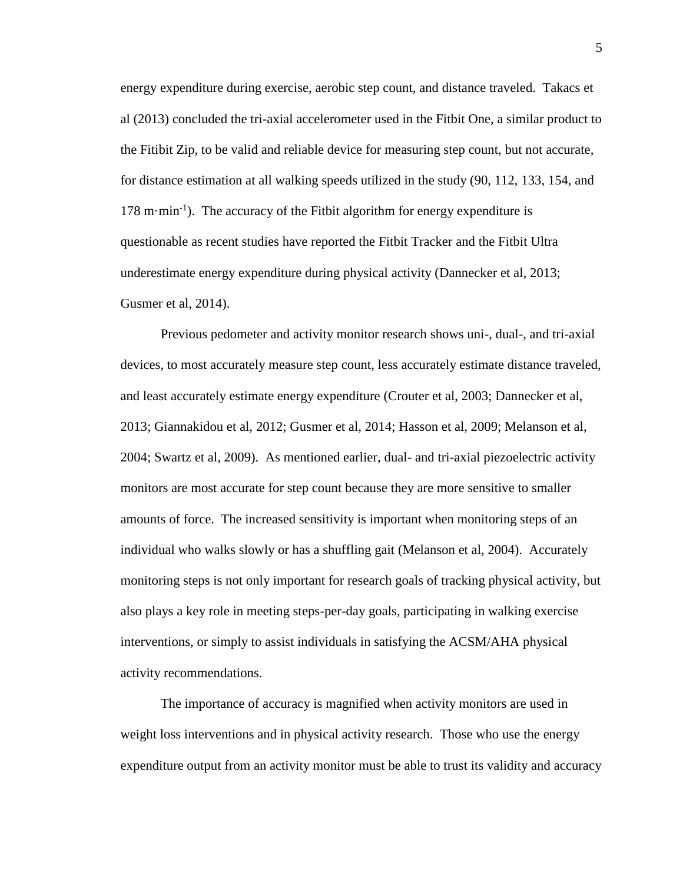energy expenditure during exercise, aerobic step count, and distance traveled. Takacs et al (2013) concluded the tri-axial accelerometer used in the Fitbit One, a similar product to the Fitibit Zip, to be valid and reliable device for measuring step count, but not accurate, for distance estimation at all walking speeds utilized in the study (90, 112, 133, 154, and 178 $m \cdot min^{-1}$). The accuracy of the Fitbit algorithm for energy expenditure is questionable as recent studies have reported the Fitbit Tracker and the Fitbit Ultra underestimate energy expenditure during physical activity (Dannecker et al, 2013; Gusmer et al, 2014).

Previous pedometer and activity monitor research shows uni-, dual-, and tri-axial devices, to most accurately measure step count, less accurately estimate distance traveled, and least accurately estimate energy expenditure (Crouter et al, 2003; Dannecker et al, 2013; Giannakidou et al, 2012; Gusmer et al, 2014; Hasson et al, 2009; Melanson et al, 2004; Swartz et al, 2009). As mentioned earlier, dual- and tri-axial piezoelectric activity monitors are most accurate for step count because they are more sensitive to smaller amounts of force. The increased sensitivity is important when monitoring steps of an individual who walks slowly or has a shuffling gait (Melanson et al, 2004). Accurately monitoring steps is not only important for research goals of tracking physical activity, but also plays a key role in meeting steps-per-day goals, participating in walking exercise interventions, or simply to assist individuals in satisfying the ACSM/AHA physical activity recommendations.

The importance of accuracy is magnified when activity monitors are used in weight loss interventions and in physical activity research. Those who use the energy expenditure output from an activity monitor must be able to trust its validity and accuracy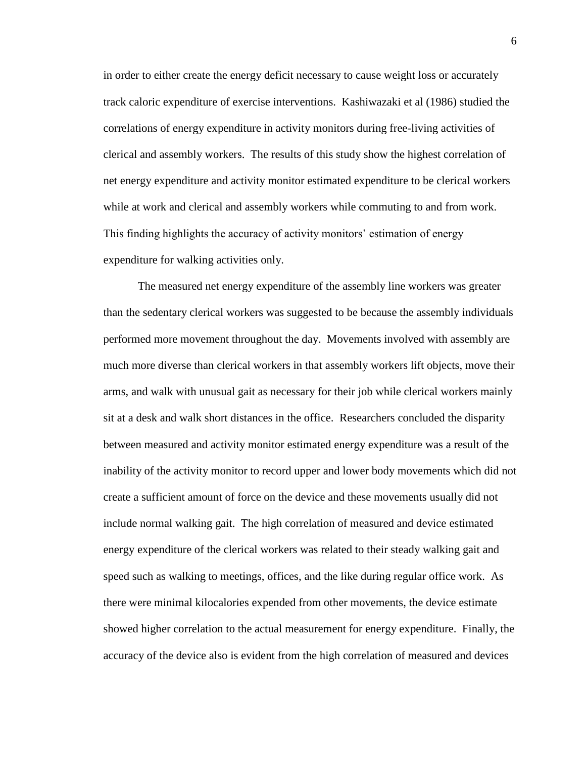in order to either create the energy deficit necessary to cause weight loss or accurately track caloric expenditure of exercise interventions. Kashiwazaki et al (1986) studied the correlations of energy expenditure in activity monitors during free-living activities of clerical and assembly workers. The results of this study show the highest correlation of net energy expenditure and activity monitor estimated expenditure to be clerical workers while at work and clerical and assembly workers while commuting to and from work. This finding highlights the accuracy of activity monitors' estimation of energy expenditure for walking activities only.

The measured net energy expenditure of the assembly line workers was greater than the sedentary clerical workers was suggested to be because the assembly individuals performed more movement throughout the day. Movements involved with assembly are much more diverse than clerical workers in that assembly workers lift objects, move their arms, and walk with unusual gait as necessary for their job while clerical workers mainly sit at a desk and walk short distances in the office. Researchers concluded the disparity between measured and activity monitor estimated energy expenditure was a result of the inability of the activity monitor to record upper and lower body movements which did not create a sufficient amount of force on the device and these movements usually did not include normal walking gait. The high correlation of measured and device estimated energy expenditure of the clerical workers was related to their steady walking gait and speed such as walking to meetings, offices, and the like during regular office work. As there were minimal kilocalories expended from other movements, the device estimate showed higher correlation to the actual measurement for energy expenditure. Finally, the accuracy of the device also is evident from the high correlation of measured and devices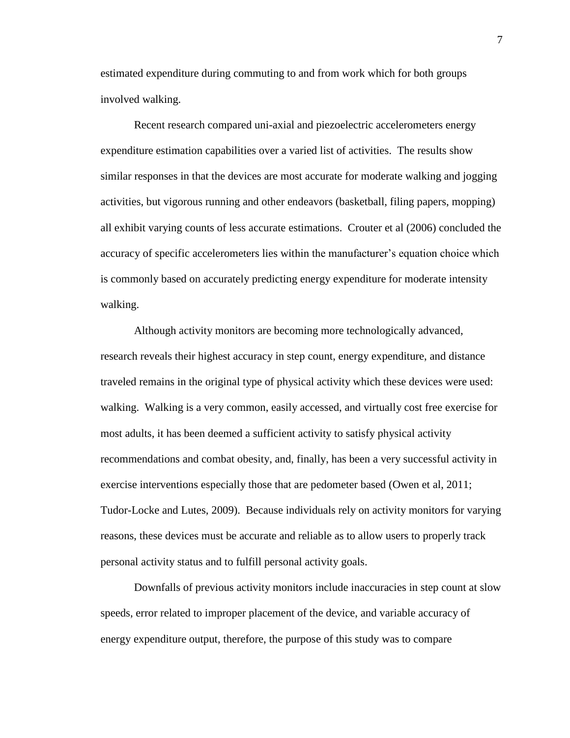estimated expenditure during commuting to and from work which for both groups involved walking.

Recent research compared uni-axial and piezoelectric accelerometers energy expenditure estimation capabilities over a varied list of activities. The results show similar responses in that the devices are most accurate for moderate walking and jogging activities, but vigorous running and other endeavors (basketball, filing papers, mopping) all exhibit varying counts of less accurate estimations. Crouter et al (2006) concluded the accuracy of specific accelerometers lies within the manufacturer's equation choice which is commonly based on accurately predicting energy expenditure for moderate intensity walking.

Although activity monitors are becoming more technologically advanced, research reveals their highest accuracy in step count, energy expenditure, and distance traveled remains in the original type of physical activity which these devices were used: walking. Walking is a very common, easily accessed, and virtually cost free exercise for most adults, it has been deemed a sufficient activity to satisfy physical activity recommendations and combat obesity, and, finally, has been a very successful activity in exercise interventions especially those that are pedometer based (Owen et al, 2011; Tudor-Locke and Lutes, 2009). Because individuals rely on activity monitors for varying reasons, these devices must be accurate and reliable as to allow users to properly track personal activity status and to fulfill personal activity goals.

Downfalls of previous activity monitors include inaccuracies in step count at slow speeds, error related to improper placement of the device, and variable accuracy of energy expenditure output, therefore, the purpose of this study was to compare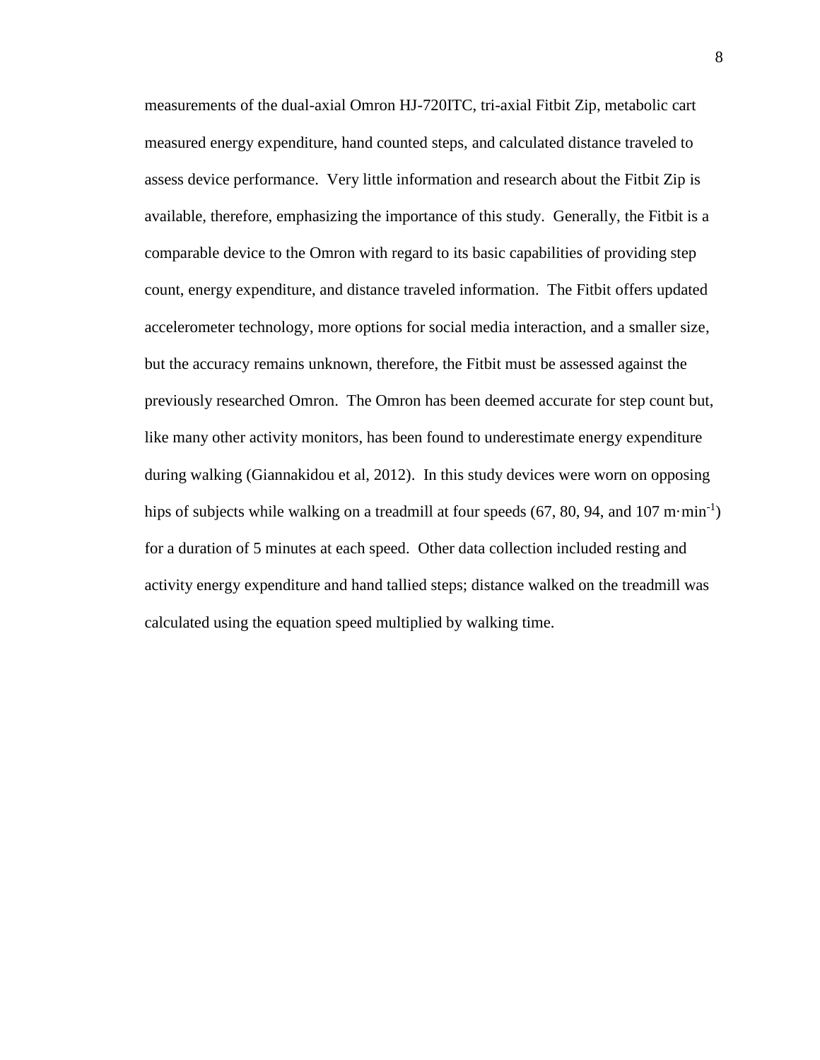measurements of the dual-axial Omron HJ-720ITC, tri-axial Fitbit Zip, metabolic cart measured energy expenditure, hand counted steps, and calculated distance traveled to assess device performance. Very little information and research about the Fitbit Zip is available, therefore, emphasizing the importance of this study. Generally, the Fitbit is a comparable device to the Omron with regard to its basic capabilities of providing step count, energy expenditure, and distance traveled information. The Fitbit offers updated accelerometer technology, more options for social media interaction, and a smaller size, but the accuracy remains unknown, therefore, the Fitbit must be assessed against the previously researched Omron. The Omron has been deemed accurate for step count but, like many other activity monitors, has been found to underestimate energy expenditure during walking (Giannakidou et al, 2012). In this study devices were worn on opposing hips of subjects while walking on a treadmill at four speeds (67, 80, 94, and 107 $m \cdot min^{-1}$) for a duration of 5 minutes at each speed. Other data collection included resting and activity energy expenditure and hand tallied steps; distance walked on the treadmill was calculated using the equation speed multiplied by walking time.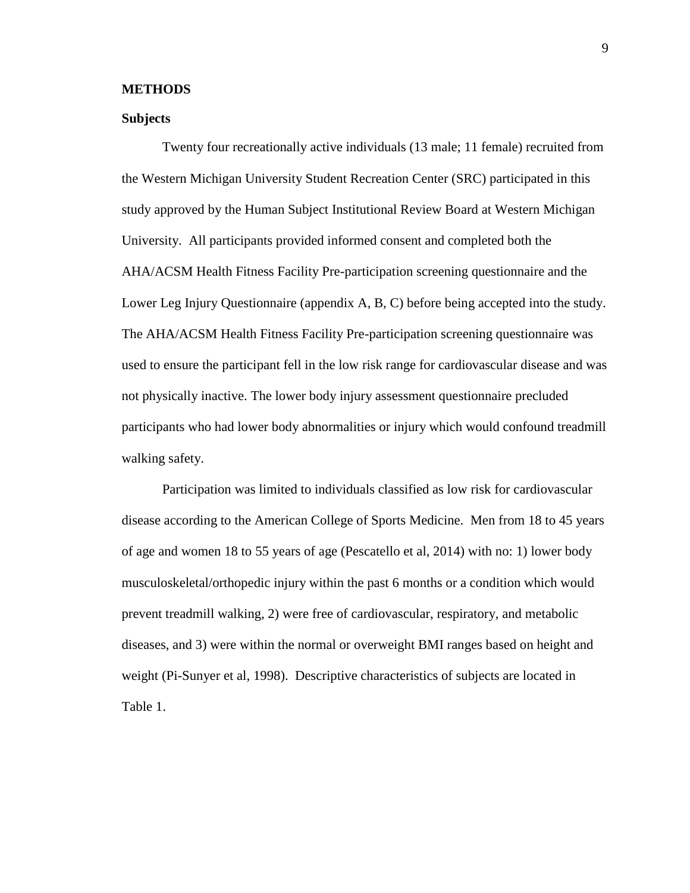## METHODS

### Subjects

Twenty four recreationally active individuals (13 male; 11 female) recruited from the Western Michigan University Student Recreation Center (SRC) participated in this study approved by the Human Subject Institutional Review Board at Western Michigan University. All participants provided informed consent and completed both the AHA/ACSM Health Fitness Facility Pre-participation screening questionnaire and the Lower Leg Injury Questionnaire (appendix A, B, C) before being accepted into the study. The AHA/ACSM Health Fitness Facility Pre-participation screening questionnaire was used to ensure the participant fell in the low risk range for cardiovascular disease and was not physically inactive. The lower body injury assessment questionnaire precluded participants who had lower body abnormalities or injury which would confound treadmill walking safety.

Participation was limited to individuals classified as low risk for cardiovascular disease according to the American College of Sports Medicine. Men from 18 to 45 years of age and women 18 to 55 years of age (Pescatello et al, 2014) with no: 1) lower body musculoskeletal/orthopedic injury within the past 6 months or a condition which would prevent treadmill walking, 2) were free of cardiovascular, respiratory, and metabolic diseases, and 3) were within the normal or overweight BMI ranges based on height and weight (Pi-Sunyer et al, 1998). Descriptive characteristics of subjects are located in Table 1.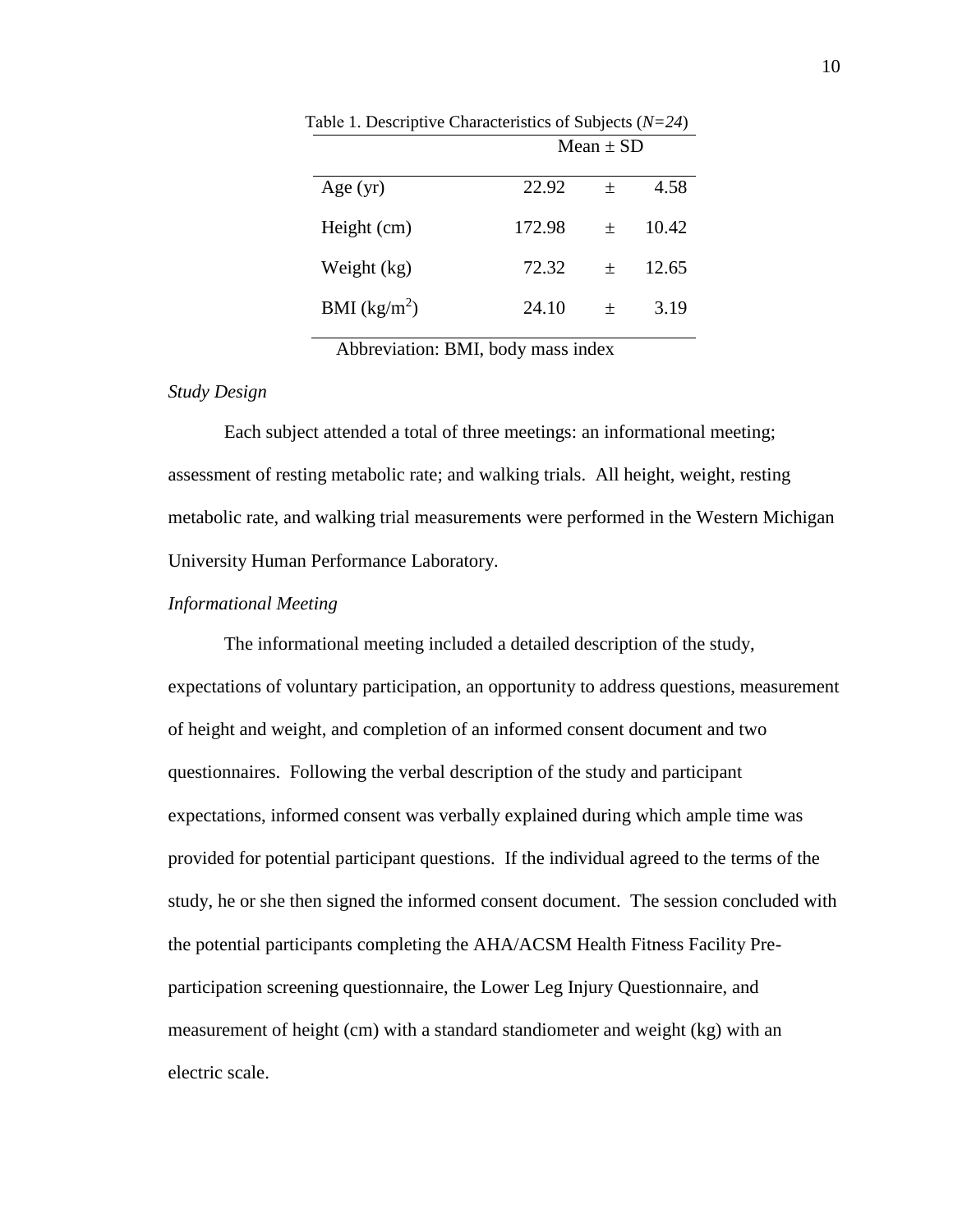Table 1. Descriptive Characteristics of Subjects (*N=24*)

| | Mean ± SD |
|---|---|
| Age (yr) | 22.92 ± 4.58 |
| Height (cm) | 172.98 ± 10.42 |
| Weight (kg) | 72.32 ± 12.65 |
| BMI ($kg/m^2$) | 24.10 ± 3.19 |

Abbreviation: BMI, body mass index

*Study Design*

Each subject attended a total of three meetings: an informational meeting; assessment of resting metabolic rate; and walking trials. All height, weight, resting metabolic rate, and walking trial measurements were performed in the Western Michigan University Human Performance Laboratory.

*Informational Meeting*

The informational meeting included a detailed description of the study, expectations of voluntary participation, an opportunity to address questions, measurement of height and weight, and completion of an informed consent document and two questionnaires. Following the verbal description of the study and participant expectations, informed consent was verbally explained during which ample time was provided for potential participant questions. If the individual agreed to the terms of the study, he or she then signed the informed consent document. The session concluded with the potential participants completing the AHA/ACSM Health Fitness Facility Pre-participation screening questionnaire, the Lower Leg Injury Questionnaire, and measurement of height (cm) with a standard standiometer and weight (kg) with an electric scale.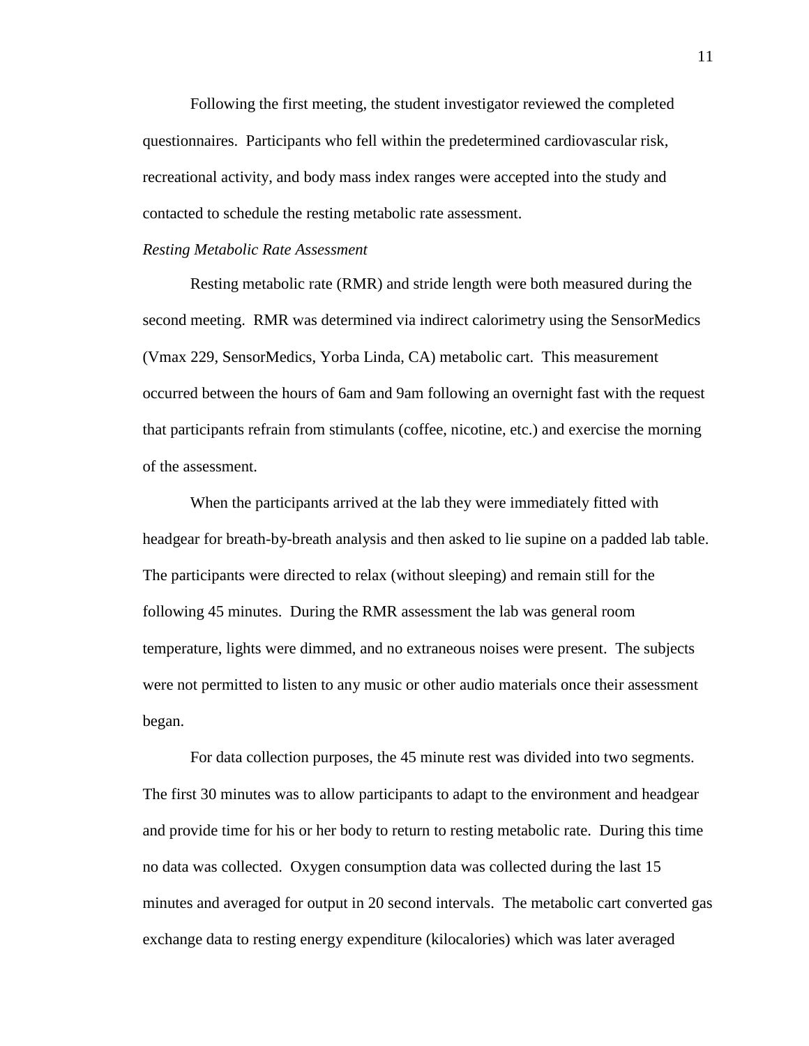Following the first meeting, the student investigator reviewed the completed questionnaires. Participants who fell within the predetermined cardiovascular risk, recreational activity, and body mass index ranges were accepted into the study and contacted to schedule the resting metabolic rate assessment.

*Resting Metabolic Rate Assessment*

Resting metabolic rate (RMR) and stride length were both measured during the second meeting. RMR was determined via indirect calorimetry using the SensorMedics (Vmax 229, SensorMedics, Yorba Linda, CA) metabolic cart. This measurement occurred between the hours of 6am and 9am following an overnight fast with the request that participants refrain from stimulants (coffee, nicotine, etc.) and exercise the morning of the assessment.

When the participants arrived at the lab they were immediately fitted with headgear for breath-by-breath analysis and then asked to lie supine on a padded lab table. The participants were directed to relax (without sleeping) and remain still for the following 45 minutes. During the RMR assessment the lab was general room temperature, lights were dimmed, and no extraneous noises were present. The subjects were not permitted to listen to any music or other audio materials once their assessment began.

For data collection purposes, the 45 minute rest was divided into two segments. The first 30 minutes was to allow participants to adapt to the environment and headgear and provide time for his or her body to return to resting metabolic rate. During this time no data was collected. Oxygen consumption data was collected during the last 15 minutes and averaged for output in 20 second intervals. The metabolic cart converted gas exchange data to resting energy expenditure (kilocalories) which was later averaged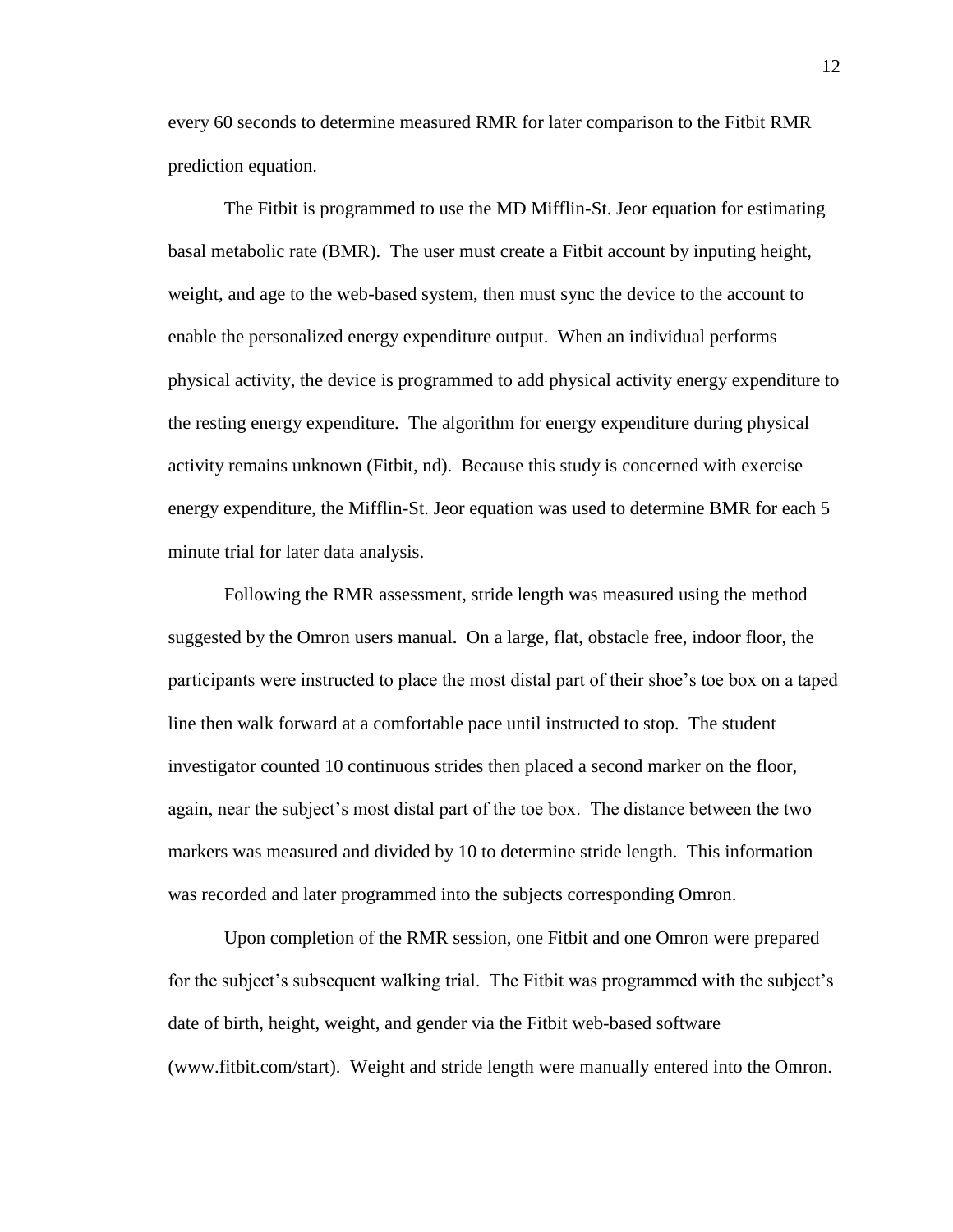every 60 seconds to determine measured RMR for later comparison to the Fitbit RMR prediction equation.

The Fitbit is programmed to use the MD Mifflin-St. Jeor equation for estimating basal metabolic rate (BMR). The user must create a Fitbit account by inputing height, weight, and age to the web-based system, then must sync the device to the account to enable the personalized energy expenditure output. When an individual performs physical activity, the device is programmed to add physical activity energy expenditure to the resting energy expenditure. The algorithm for energy expenditure during physical activity remains unknown (Fitbit, nd). Because this study is concerned with exercise energy expenditure, the Mifflin-St. Jeor equation was used to determine BMR for each 5 minute trial for later data analysis.

Following the RMR assessment, stride length was measured using the method suggested by the Omron users manual. On a large, flat, obstacle free, indoor floor, the participants were instructed to place the most distal part of their shoe's toe box on a taped line then walk forward at a comfortable pace until instructed to stop. The student investigator counted 10 continuous strides then placed a second marker on the floor, again, near the subject's most distal part of the toe box. The distance between the two markers was measured and divided by 10 to determine stride length. This information was recorded and later programmed into the subjects corresponding Omron.

Upon completion of the RMR session, one Fitbit and one Omron were prepared for the subject's subsequent walking trial. The Fitbit was programmed with the subject's date of birth, height, weight, and gender via the Fitbit web-based software (www.fitbit.com/start). Weight and stride length were manually entered into the Omron.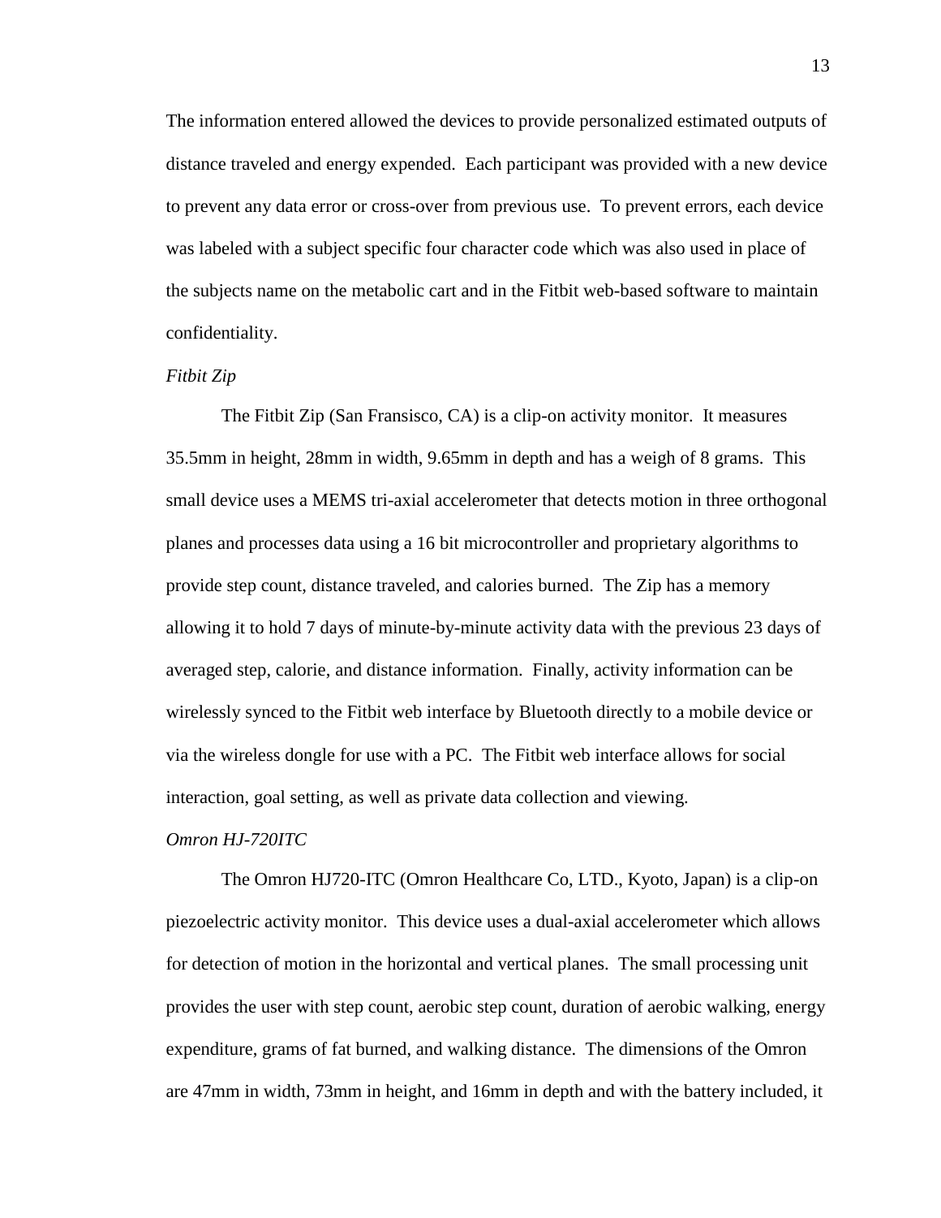The information entered allowed the devices to provide personalized estimated outputs of distance traveled and energy expended. Each participant was provided with a new device to prevent any data error or cross-over from previous use. To prevent errors, each device was labeled with a subject specific four character code which was also used in place of the subjects name on the metabolic cart and in the Fitbit web-based software to maintain confidentiality.

*Fitbit Zip*

The Fitbit Zip (San Fransisco, CA) is a clip-on activity monitor. It measures 35.5mm in height, 28mm in width, 9.65mm in depth and has a weigh of 8 grams. This small device uses a MEMS tri-axial accelerometer that detects motion in three orthogonal planes and processes data using a 16 bit microcontroller and proprietary algorithms to provide step count, distance traveled, and calories burned. The Zip has a memory allowing it to hold 7 days of minute-by-minute activity data with the previous 23 days of averaged step, calorie, and distance information. Finally, activity information can be wirelessly synced to the Fitbit web interface by Bluetooth directly to a mobile device or via the wireless dongle for use with a PC. The Fitbit web interface allows for social interaction, goal setting, as well as private data collection and viewing.

*Omron HJ-720ITC*

The Omron HJ720-ITC (Omron Healthcare Co, LTD., Kyoto, Japan) is a clip-on piezoelectric activity monitor. This device uses a dual-axial accelerometer which allows for detection of motion in the horizontal and vertical planes. The small processing unit provides the user with step count, aerobic step count, duration of aerobic walking, energy expenditure, grams of fat burned, and walking distance. The dimensions of the Omron are 47mm in width, 73mm in height, and 16mm in depth and with the battery included, it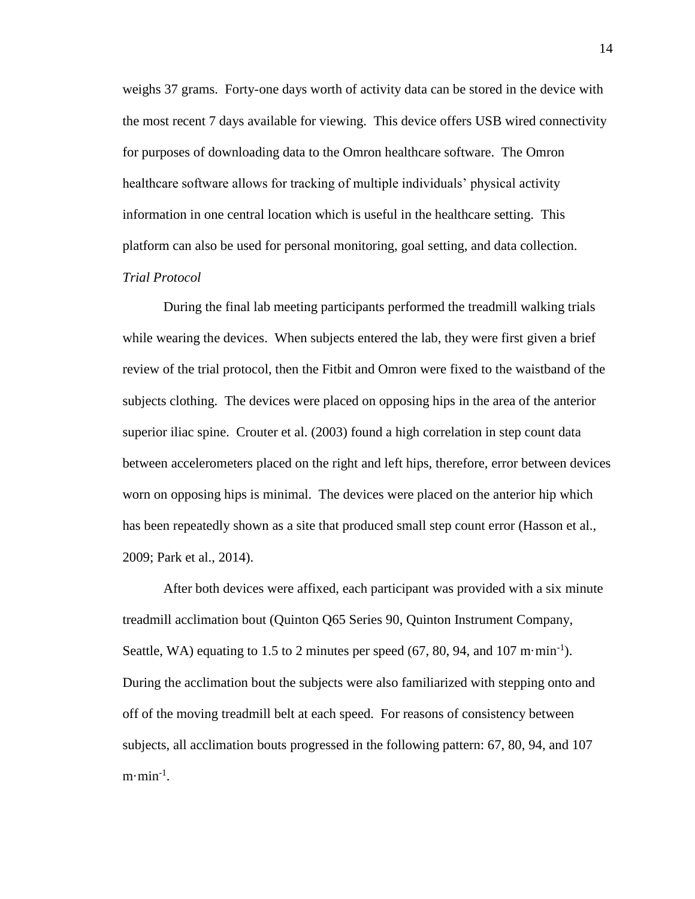weighs 37 grams. Forty-one days worth of activity data can be stored in the device with the most recent 7 days available for viewing. This device offers USB wired connectivity for purposes of downloading data to the Omron healthcare software. The Omron healthcare software allows for tracking of multiple individuals' physical activity information in one central location which is useful in the healthcare setting. This platform can also be used for personal monitoring, goal setting, and data collection.

*Trial Protocol*

During the final lab meeting participants performed the treadmill walking trials while wearing the devices. When subjects entered the lab, they were first given a brief review of the trial protocol, then the Fitbit and Omron were fixed to the waistband of the subjects clothing. The devices were placed on opposing hips in the area of the anterior superior iliac spine. Crouter et al. (2003) found a high correlation in step count data between accelerometers placed on the right and left hips, therefore, error between devices worn on opposing hips is minimal. The devices were placed on the anterior hip which has been repeatedly shown as a site that produced small step count error (Hasson et al., 2009; Park et al., 2014).

After both devices were affixed, each participant was provided with a six minute treadmill acclimation bout (Quinton Q65 Series 90, Quinton Instrument Company, Seattle, WA) equating to 1.5 to 2 minutes per speed (67, 80, 94, and 107 $m \cdot min^{-1}$). During the acclimation bout the subjects were also familiarized with stepping onto and off of the moving treadmill belt at each speed. For reasons of consistency between subjects, all acclimation bouts progressed in the following pattern: 67, 80, 94, and 107 $m \cdot min^{-1}$.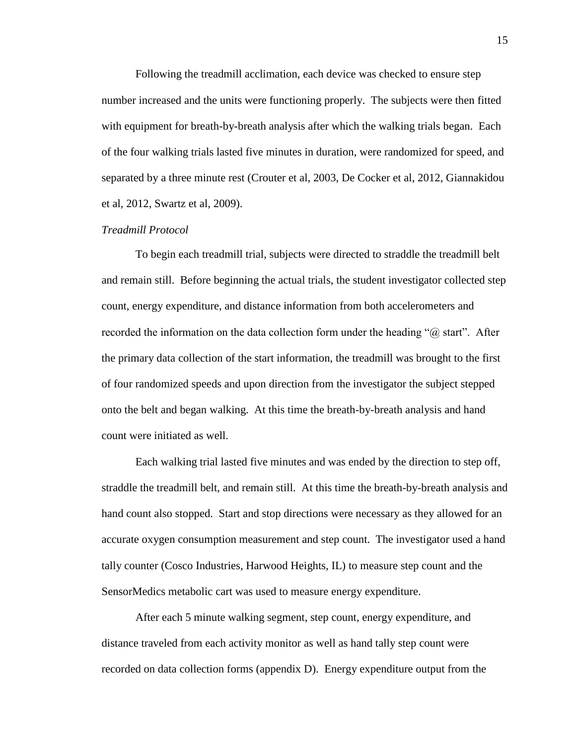Following the treadmill acclimation, each device was checked to ensure step number increased and the units were functioning properly. The subjects were then fitted with equipment for breath-by-breath analysis after which the walking trials began. Each of the four walking trials lasted five minutes in duration, were randomized for speed, and separated by a three minute rest (Crouter et al, 2003, De Cocker et al, 2012, Giannakidou et al, 2012, Swartz et al, 2009).

*Treadmill Protocol*

To begin each treadmill trial, subjects were directed to straddle the treadmill belt and remain still. Before beginning the actual trials, the student investigator collected step count, energy expenditure, and distance information from both accelerometers and recorded the information on the data collection form under the heading "@ start". After the primary data collection of the start information, the treadmill was brought to the first of four randomized speeds and upon direction from the investigator the subject stepped onto the belt and began walking. At this time the breath-by-breath analysis and hand count were initiated as well.

Each walking trial lasted five minutes and was ended by the direction to step off, straddle the treadmill belt, and remain still. At this time the breath-by-breath analysis and hand count also stopped. Start and stop directions were necessary as they allowed for an accurate oxygen consumption measurement and step count. The investigator used a hand tally counter (Cosco Industries, Harwood Heights, IL) to measure step count and the SensorMedics metabolic cart was used to measure energy expenditure.

After each 5 minute walking segment, step count, energy expenditure, and distance traveled from each activity monitor as well as hand tally step count were recorded on data collection forms (appendix D). Energy expenditure output from the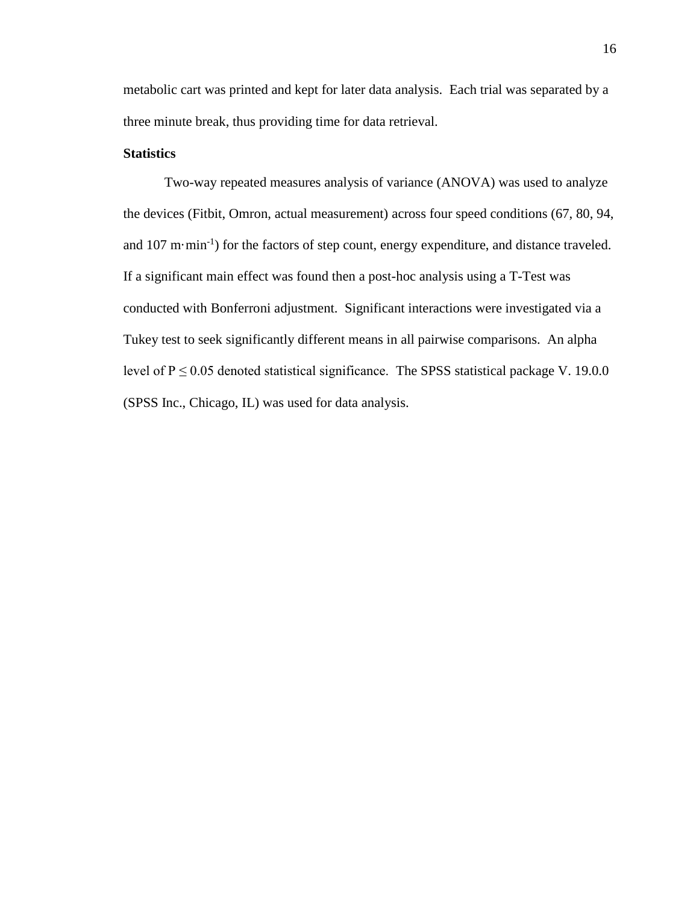metabolic cart was printed and kept for later data analysis. Each trial was separated by a three minute break, thus providing time for data retrieval.

**Statistics**

Two-way repeated measures analysis of variance (ANOVA) was used to analyze the devices (Fitbit, Omron, actual measurement) across four speed conditions (67, 80, 94, and 107 $m \cdot min^{-1}$) for the factors of step count, energy expenditure, and distance traveled. If a significant main effect was found then a post-hoc analysis using a T-Test was conducted with Bonferroni adjustment. Significant interactions were investigated via a Tukey test to seek significantly different means in all pairwise comparisons. An alpha level of $P \leq 0.05$ denoted statistical significance. The SPSS statistical package V. 19.0.0 (SPSS Inc., Chicago, IL) was used for data analysis.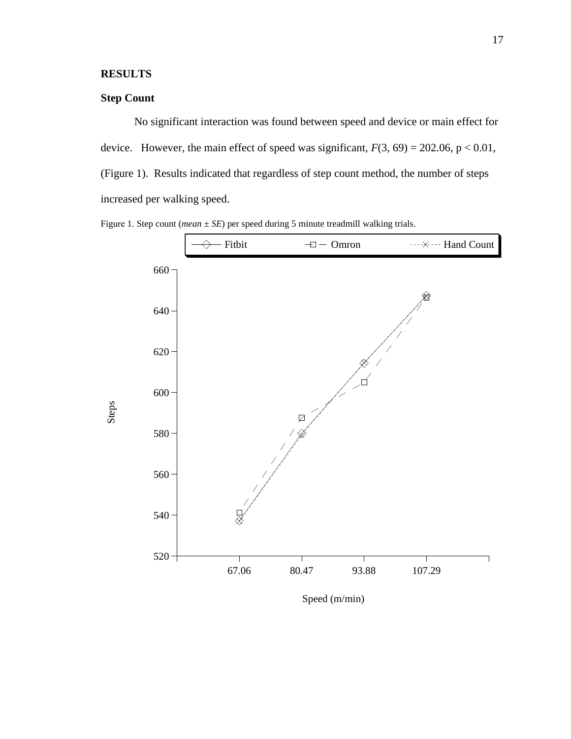## RESULTS

### Step Count

No significant interaction was found between speed and device or main effect for device. However, the main effect of speed was significant, $F(3, 69) = 202.06$, $p < 0.01$, (Figure 1). Results indicated that regardless of step count method, the number of steps increased per walking speed.

Figure 1. Step count (*mean* ± *SE*) per speed during 5 minute treadmill walking trials.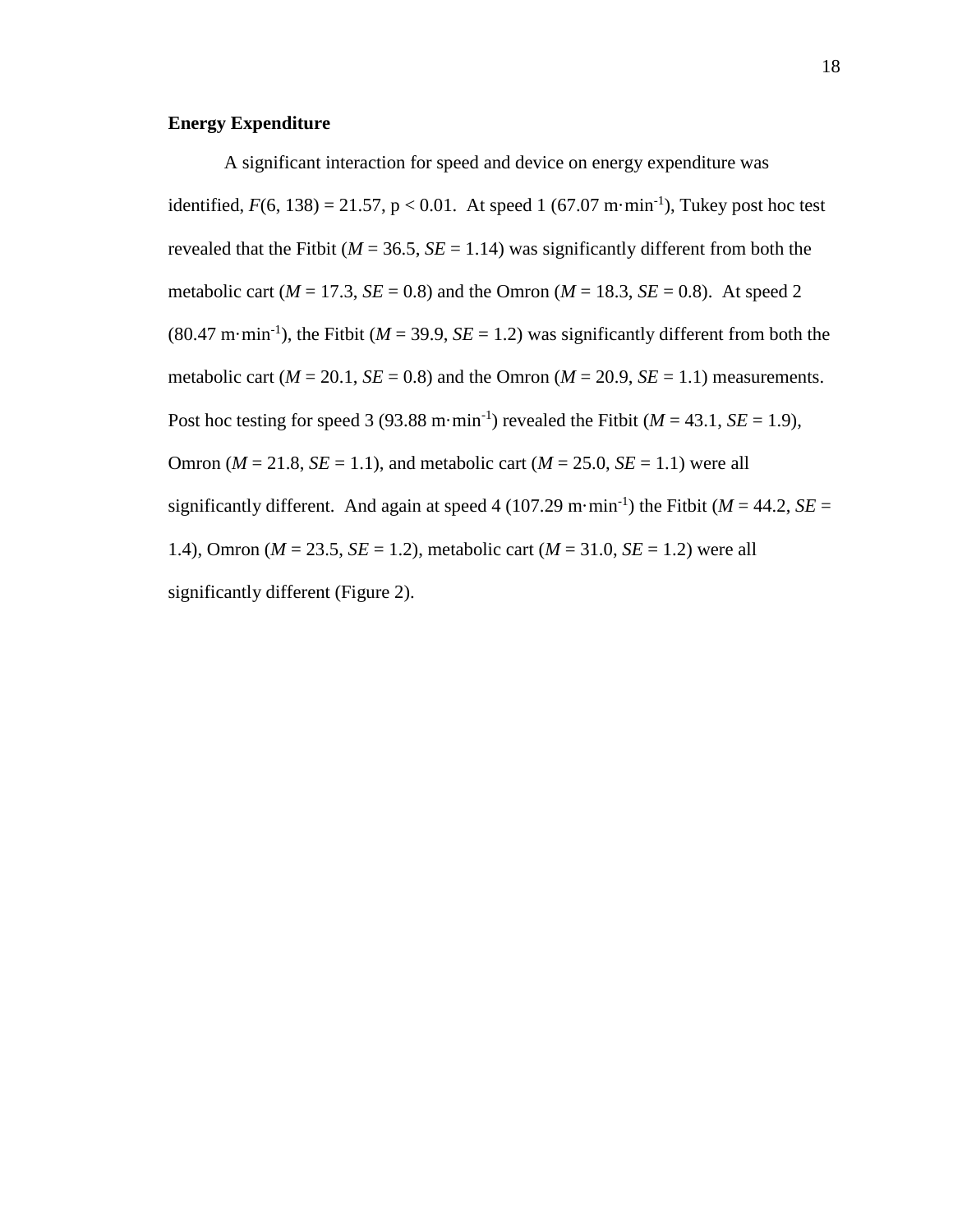**Energy Expenditure**

A significant interaction for speed and device on energy expenditure was identified, $F(6, 138) = 21.57$, $p < 0.01$. At speed 1 ($67.07\ m \cdot min^{-1}$), Tukey post hoc test revealed that the Fitbit ($M = 36.5$, $SE = 1.14$) was significantly different from both the metabolic cart ($M = 17.3$, $SE = 0.8$) and the Omron ($M = 18.3$, $SE = 0.8$). At speed 2 ($80.47\ m \cdot min^{-1}$), the Fitbit ($M = 39.9$, $SE = 1.2$) was significantly different from both the metabolic cart ($M = 20.1$, $SE = 0.8$) and the Omron ($M = 20.9$, $SE = 1.1$) measurements. Post hoc testing for speed 3 ($93.88\ m \cdot min^{-1}$) revealed the Fitbit ($M = 43.1$, $SE = 1.9$), Omron ($M = 21.8$, $SE = 1.1$), and metabolic cart ($M = 25.0$, $SE = 1.1$) were all significantly different. And again at speed 4 ($107.29\ m \cdot min^{-1}$) the Fitbit ($M = 44.2$, $SE = 1.4$), Omron ($M = 23.5$, $SE = 1.2$), metabolic cart ($M = 31.0$, $SE = 1.2$) were all significantly different (Figure 2).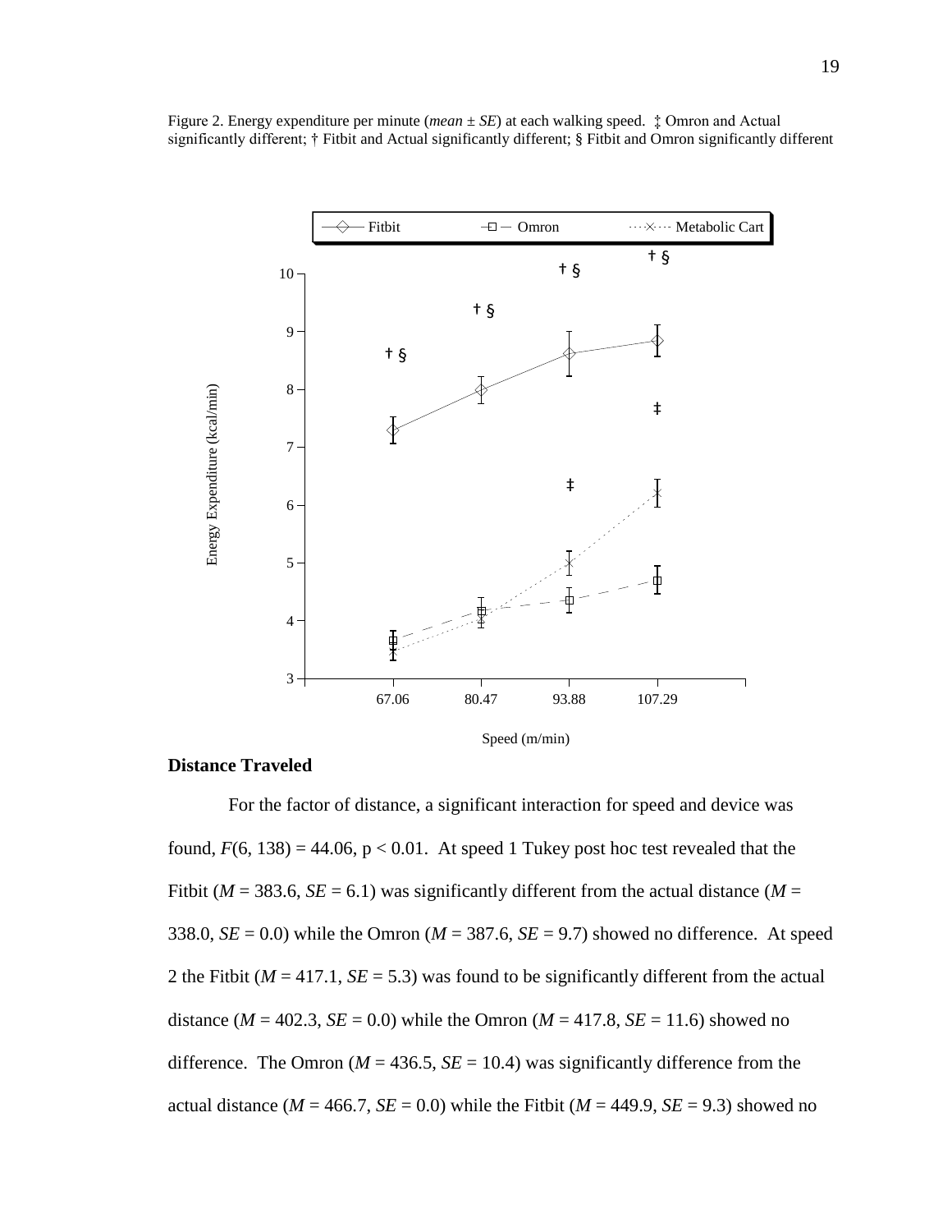Figure 2. Energy expenditure per minute (*mean* ± *SE*) at each walking speed. ‡ Omron and Actual significantly different; † Fitbit and Actual significantly different; § Fitbit and Omron significantly different

### Distance Traveled

For the factor of distance, a significant interaction for speed and device was found, $F(6, 138) = 44.06$, $p < 0.01$. At speed 1 Tukey post hoc test revealed that the Fitbit ($M = 383.6$, $SE = 6.1$) was significantly different from the actual distance ($M = 338.0$, $SE = 0.0$) while the Omron ($M = 387.6$, $SE = 9.7$) showed no difference. At speed 2 the Fitbit ($M = 417.1$, $SE = 5.3$) was found to be significantly different from the actual distance ($M = 402.3$, $SE = 0.0$) while the Omron ($M = 417.8$, $SE = 11.6$) showed no difference. The Omron ($M = 436.5$, $SE = 10.4$) was significantly difference from the actual distance ($M = 466.7$, $SE = 0.0$) while the Fitbit ($M = 449.9$, $SE = 9.3$) showed no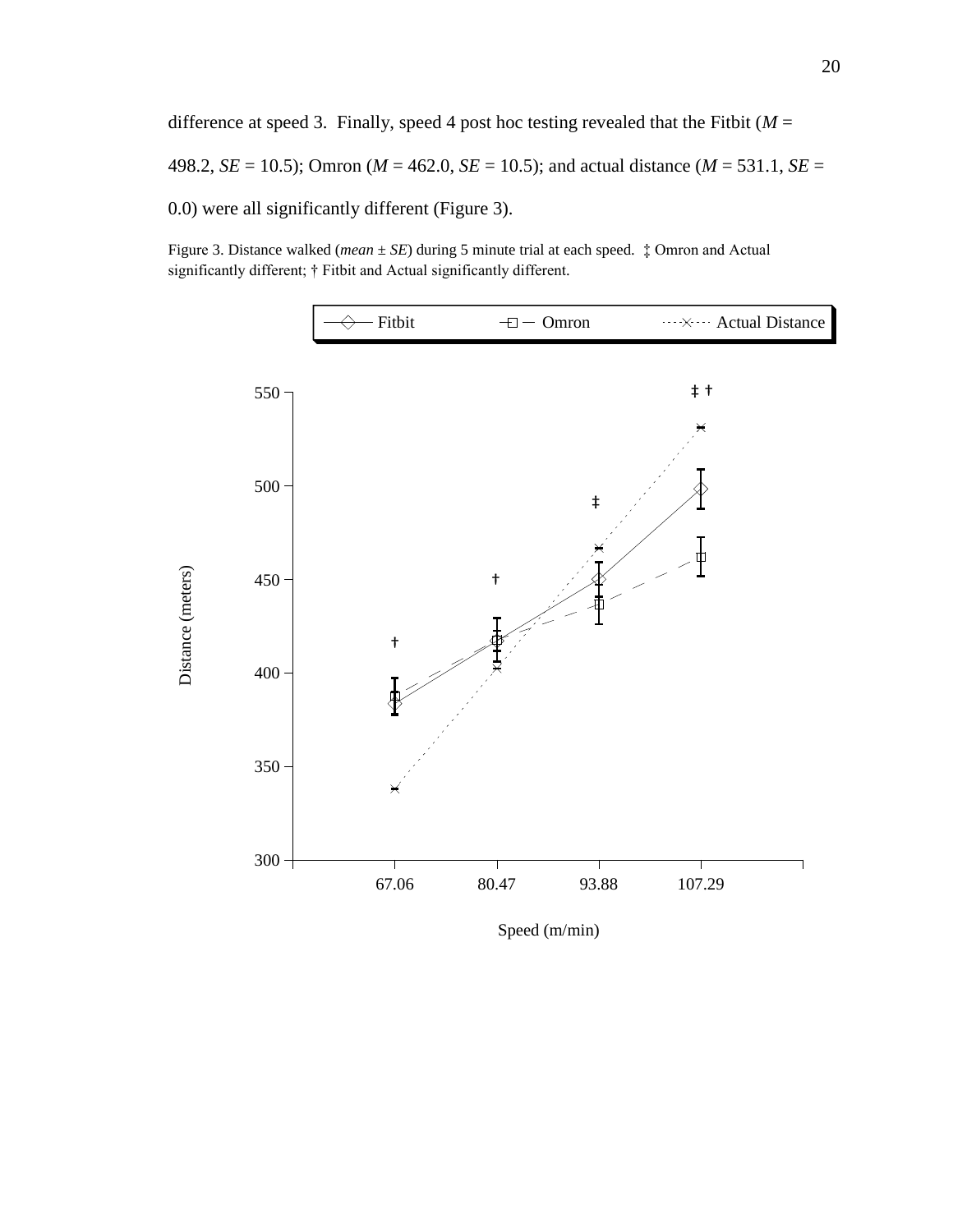difference at speed 3. Finally, speed 4 post hoc testing revealed that the Fitbit (*M* = 498.2, *SE* = 10.5); Omron (*M* = 462.0, *SE* = 10.5); and actual distance (*M* = 531.1, *SE* = 0.0) were all significantly different (Figure 3).

Figure 3. Distance walked (*mean* ± *SE*) during 5 minute trial at each speed. ‡ Omron and Actual significantly different; † Fitbit and Actual significantly different.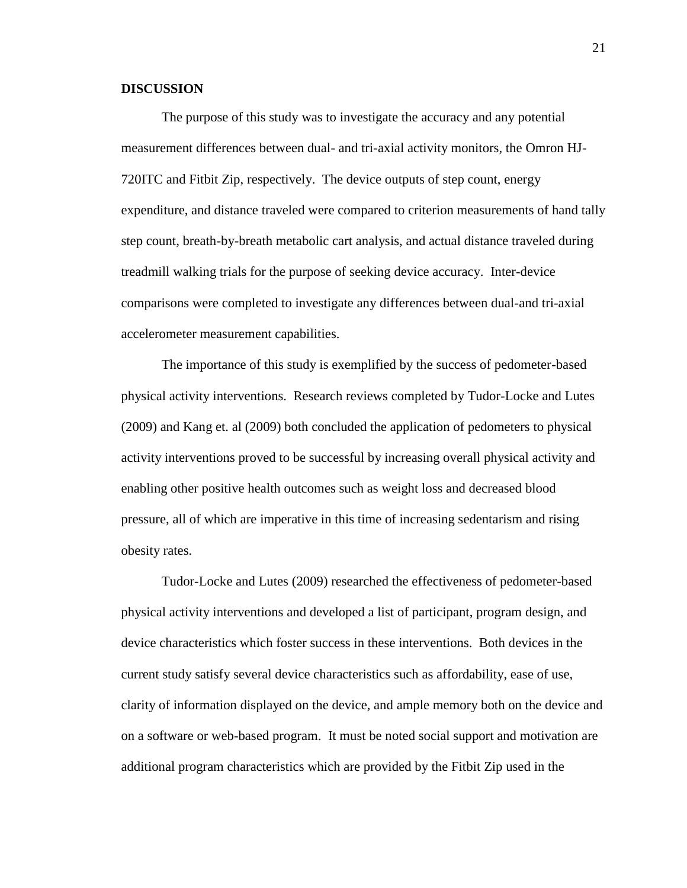**DISCUSSION**

The purpose of this study was to investigate the accuracy and any potential measurement differences between dual- and tri-axial activity monitors, the Omron HJ-720ITC and Fitbit Zip, respectively. The device outputs of step count, energy expenditure, and distance traveled were compared to criterion measurements of hand tally step count, breath-by-breath metabolic cart analysis, and actual distance traveled during treadmill walking trials for the purpose of seeking device accuracy. Inter-device comparisons were completed to investigate any differences between dual-and tri-axial accelerometer measurement capabilities.

The importance of this study is exemplified by the success of pedometer-based physical activity interventions. Research reviews completed by Tudor-Locke and Lutes (2009) and Kang et. al (2009) both concluded the application of pedometers to physical activity interventions proved to be successful by increasing overall physical activity and enabling other positive health outcomes such as weight loss and decreased blood pressure, all of which are imperative in this time of increasing sedentarism and rising obesity rates.

Tudor-Locke and Lutes (2009) researched the effectiveness of pedometer-based physical activity interventions and developed a list of participant, program design, and device characteristics which foster success in these interventions. Both devices in the current study satisfy several device characteristics such as affordability, ease of use, clarity of information displayed on the device, and ample memory both on the device and on a software or web-based program. It must be noted social support and motivation are additional program characteristics which are provided by the Fitbit Zip used in the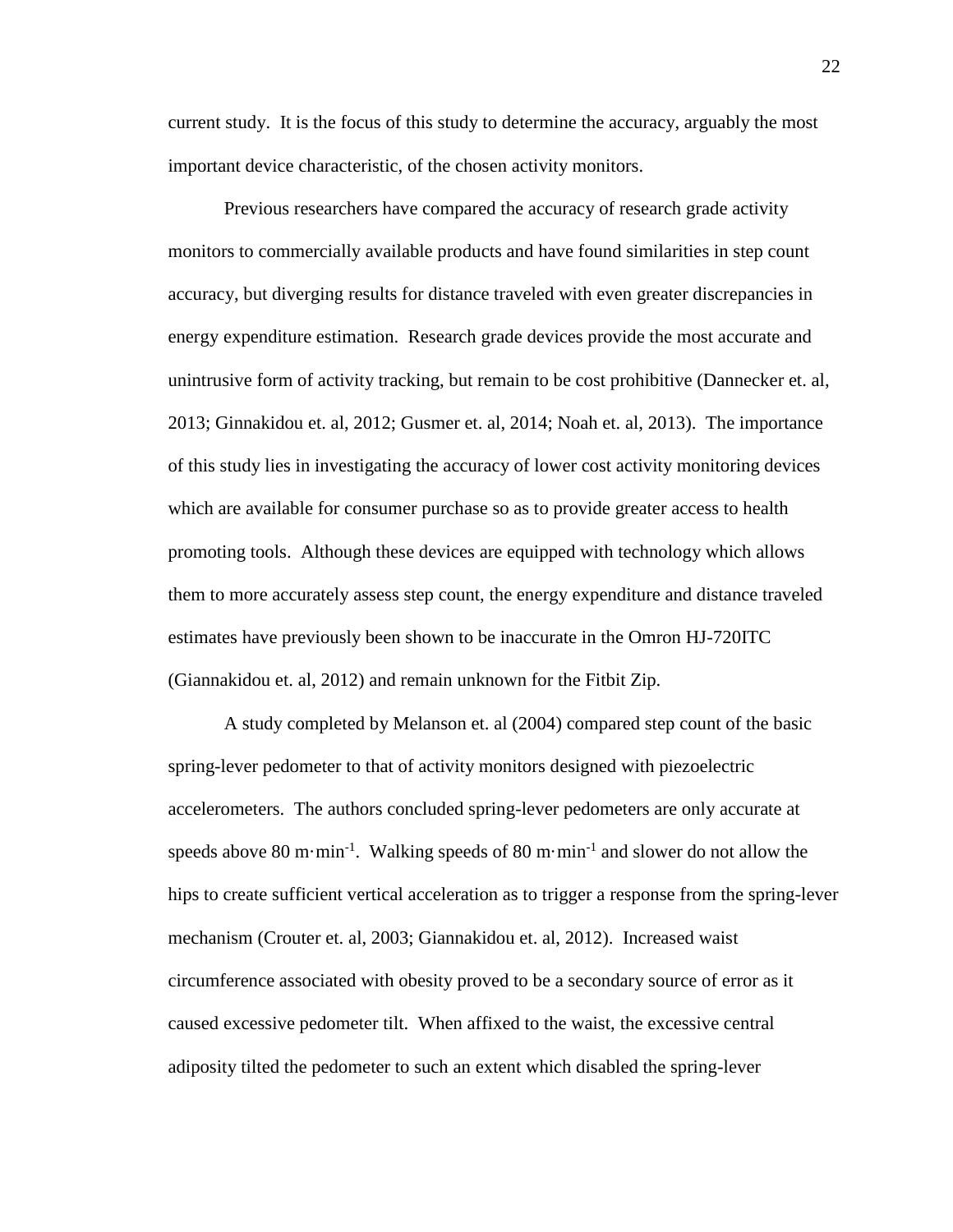current study. It is the focus of this study to determine the accuracy, arguably the most important device characteristic, of the chosen activity monitors.

Previous researchers have compared the accuracy of research grade activity monitors to commercially available products and have found similarities in step count accuracy, but diverging results for distance traveled with even greater discrepancies in energy expenditure estimation. Research grade devices provide the most accurate and unintrusive form of activity tracking, but remain to be cost prohibitive (Dannecker et. al, 2013; Ginnakidou et. al, 2012; Gusmer et. al, 2014; Noah et. al, 2013). The importance of this study lies in investigating the accuracy of lower cost activity monitoring devices which are available for consumer purchase so as to provide greater access to health promoting tools. Although these devices are equipped with technology which allows them to more accurately assess step count, the energy expenditure and distance traveled estimates have previously been shown to be inaccurate in the Omron HJ-720ITC (Giannakidou et. al, 2012) and remain unknown for the Fitbit Zip.

A study completed by Melanson et. al (2004) compared step count of the basic spring-lever pedometer to that of activity monitors designed with piezoelectric accelerometers. The authors concluded spring-lever pedometers are only accurate at speeds above 80 $m \cdot min^{-1}$. Walking speeds of 80 $m \cdot min^{-1}$ and slower do not allow the hips to create sufficient vertical acceleration as to trigger a response from the spring-lever mechanism (Crouter et. al, 2003; Giannakidou et. al, 2012). Increased waist circumference associated with obesity proved to be a secondary source of error as it caused excessive pedometer tilt. When affixed to the waist, the excessive central adiposity tilted the pedometer to such an extent which disabled the spring-lever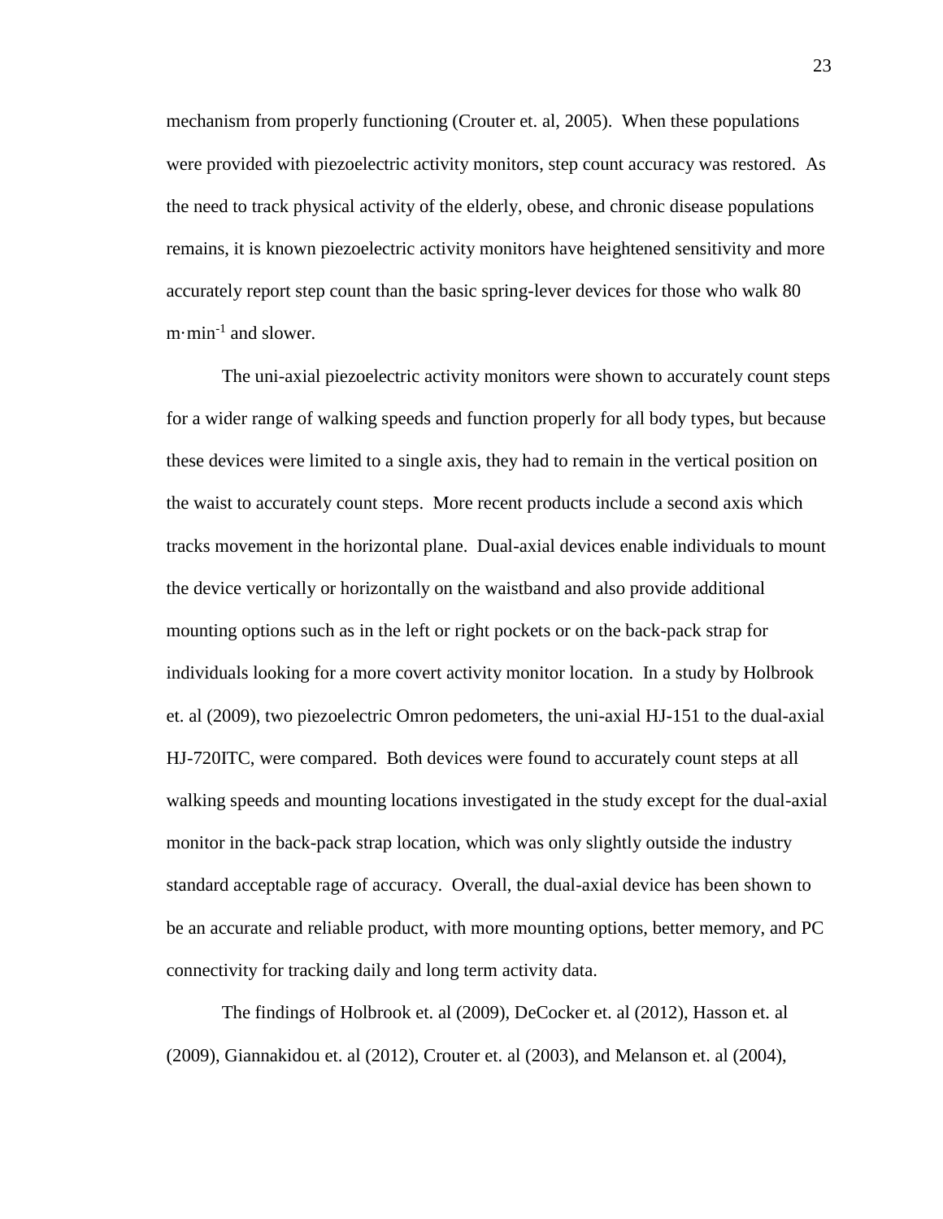mechanism from properly functioning (Crouter et. al, 2005). When these populations were provided with piezoelectric activity monitors, step count accuracy was restored. As the need to track physical activity of the elderly, obese, and chronic disease populations remains, it is known piezoelectric activity monitors have heightened sensitivity and more accurately report step count than the basic spring-lever devices for those who walk 80 $m \cdot min^{-1}$ and slower.

The uni-axial piezoelectric activity monitors were shown to accurately count steps for a wider range of walking speeds and function properly for all body types, but because these devices were limited to a single axis, they had to remain in the vertical position on the waist to accurately count steps. More recent products include a second axis which tracks movement in the horizontal plane. Dual-axial devices enable individuals to mount the device vertically or horizontally on the waistband and also provide additional mounting options such as in the left or right pockets or on the back-pack strap for individuals looking for a more covert activity monitor location. In a study by Holbrook et. al (2009), two piezoelectric Omron pedometers, the uni-axial HJ-151 to the dual-axial HJ-720ITC, were compared. Both devices were found to accurately count steps at all walking speeds and mounting locations investigated in the study except for the dual-axial monitor in the back-pack strap location, which was only slightly outside the industry standard acceptable rage of accuracy. Overall, the dual-axial device has been shown to be an accurate and reliable product, with more mounting options, better memory, and PC connectivity for tracking daily and long term activity data.

The findings of Holbrook et. al (2009), DeCocker et. al (2012), Hasson et. al (2009), Giannakidou et. al (2012), Crouter et. al (2003), and Melanson et. al (2004),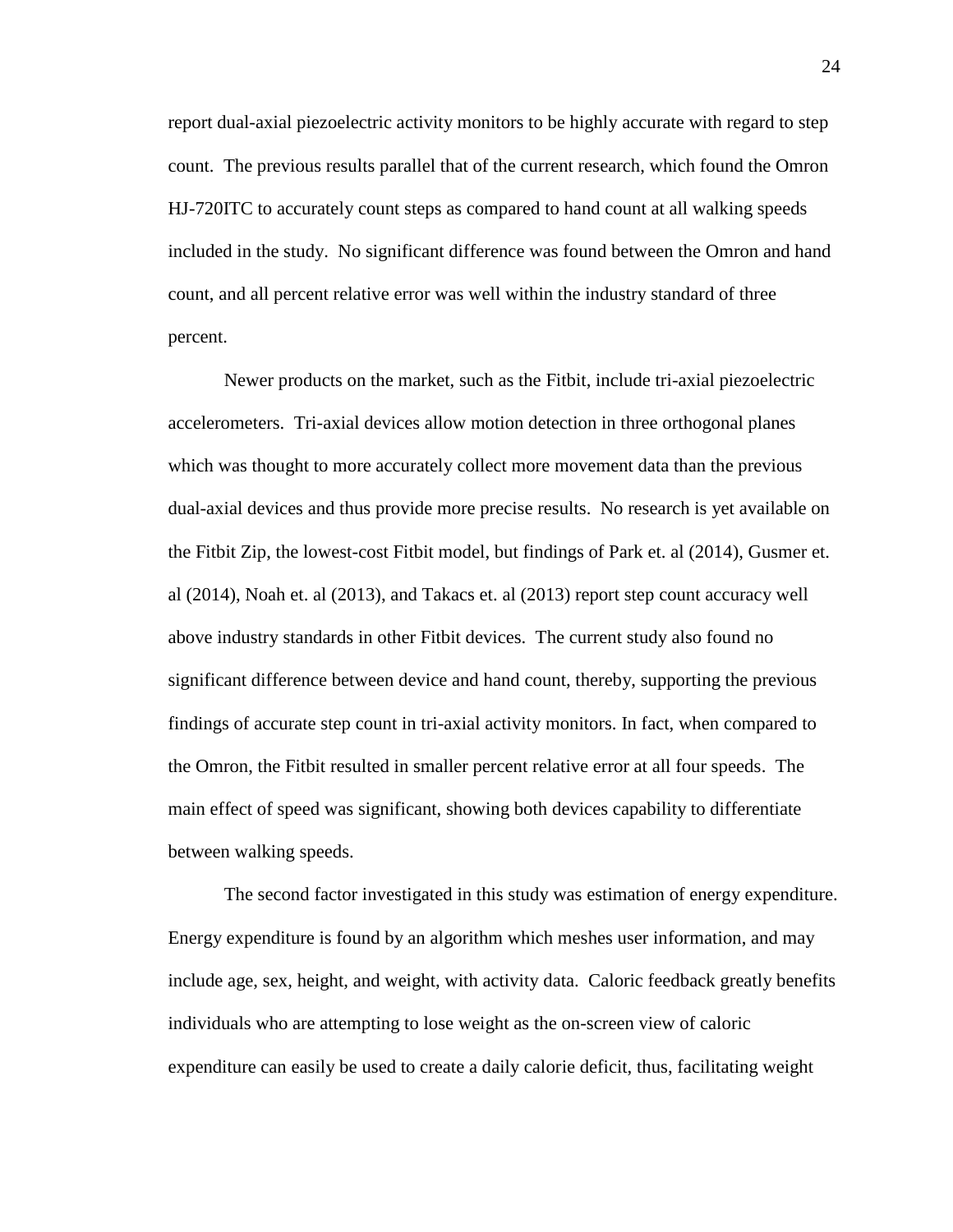report dual-axial piezoelectric activity monitors to be highly accurate with regard to step count. The previous results parallel that of the current research, which found the Omron HJ-720ITC to accurately count steps as compared to hand count at all walking speeds included in the study. No significant difference was found between the Omron and hand count, and all percent relative error was well within the industry standard of three percent.

Newer products on the market, such as the Fitbit, include tri-axial piezoelectric accelerometers. Tri-axial devices allow motion detection in three orthogonal planes which was thought to more accurately collect more movement data than the previous dual-axial devices and thus provide more precise results. No research is yet available on the Fitbit Zip, the lowest-cost Fitbit model, but findings of Park et. al (2014), Gusmer et. al (2014), Noah et. al (2013), and Takacs et. al (2013) report step count accuracy well above industry standards in other Fitbit devices. The current study also found no significant difference between device and hand count, thereby, supporting the previous findings of accurate step count in tri-axial activity monitors. In fact, when compared to the Omron, the Fitbit resulted in smaller percent relative error at all four speeds. The main effect of speed was significant, showing both devices capability to differentiate between walking speeds.

The second factor investigated in this study was estimation of energy expenditure. Energy expenditure is found by an algorithm which meshes user information, and may include age, sex, height, and weight, with activity data. Caloric feedback greatly benefits individuals who are attempting to lose weight as the on-screen view of caloric expenditure can easily be used to create a daily calorie deficit, thus, facilitating weight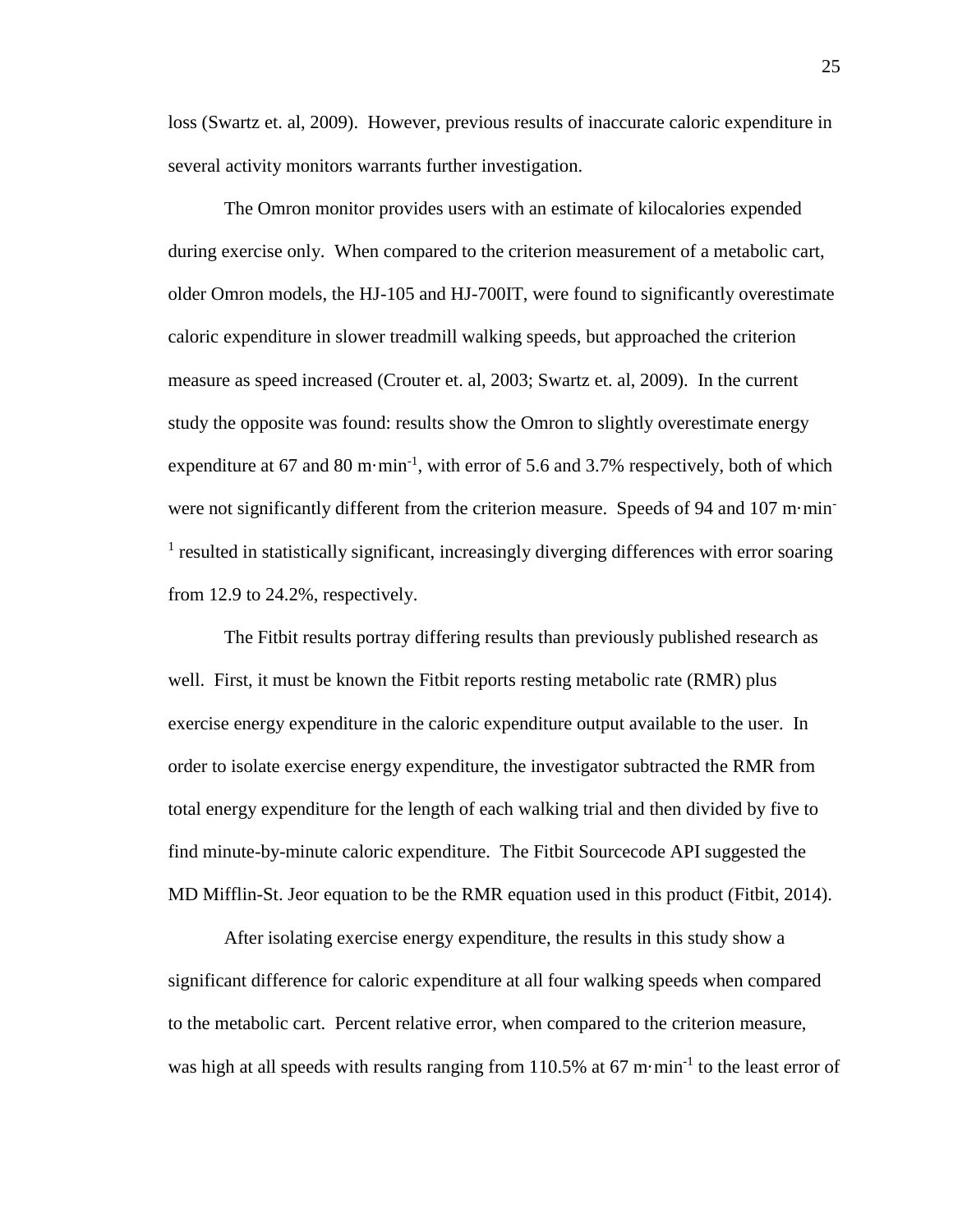loss (Swartz et. al, 2009). However, previous results of inaccurate caloric expenditure in several activity monitors warrants further investigation.

The Omron monitor provides users with an estimate of kilocalories expended during exercise only. When compared to the criterion measurement of a metabolic cart, older Omron models, the HJ-105 and HJ-700IT, were found to significantly overestimate caloric expenditure in slower treadmill walking speeds, but approached the criterion measure as speed increased (Crouter et. al, 2003; Swartz et. al, 2009). In the current study the opposite was found: results show the Omron to slightly overestimate energy expenditure at 67 and 80 $m \cdot min^{-1}$, with error of 5.6 and 3.7% respectively, both of which were not significantly different from the criterion measure. Speeds of 94 and 107 $m \cdot min^{-1}$ resulted in statistically significant, increasingly diverging differences with error soaring from 12.9 to 24.2%, respectively.

The Fitbit results portray differing results than previously published research as well. First, it must be known the Fitbit reports resting metabolic rate (RMR) plus exercise energy expenditure in the caloric expenditure output available to the user. In order to isolate exercise energy expenditure, the investigator subtracted the RMR from total energy expenditure for the length of each walking trial and then divided by five to find minute-by-minute caloric expenditure. The Fitbit Sourcecode API suggested the MD Mifflin-St. Jeor equation to be the RMR equation used in this product (Fitbit, 2014).

After isolating exercise energy expenditure, the results in this study show a significant difference for caloric expenditure at all four walking speeds when compared to the metabolic cart. Percent relative error, when compared to the criterion measure, was high at all speeds with results ranging from 110.5% at 67 $m \cdot min^{-1}$ to the least error of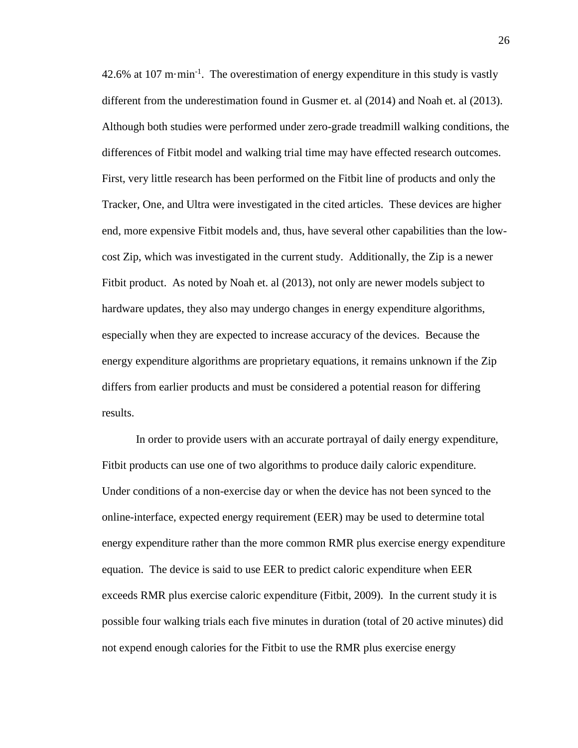42.6% at 107 $m \cdot min^{-1}$. The overestimation of energy expenditure in this study is vastly different from the underestimation found in Gusmer et. al (2014) and Noah et. al (2013). Although both studies were performed under zero-grade treadmill walking conditions, the differences of Fitbit model and walking trial time may have effected research outcomes. First, very little research has been performed on the Fitbit line of products and only the Tracker, One, and Ultra were investigated in the cited articles. These devices are higher end, more expensive Fitbit models and, thus, have several other capabilities than the low-cost Zip, which was investigated in the current study. Additionally, the Zip is a newer Fitbit product. As noted by Noah et. al (2013), not only are newer models subject to hardware updates, they also may undergo changes in energy expenditure algorithms, especially when they are expected to increase accuracy of the devices. Because the energy expenditure algorithms are proprietary equations, it remains unknown if the Zip differs from earlier products and must be considered a potential reason for differing results.

In order to provide users with an accurate portrayal of daily energy expenditure, Fitbit products can use one of two algorithms to produce daily caloric expenditure. Under conditions of a non-exercise day or when the device has not been synced to the online-interface, expected energy requirement (EER) may be used to determine total energy expenditure rather than the more common RMR plus exercise energy expenditure equation. The device is said to use EER to predict caloric expenditure when EER exceeds RMR plus exercise caloric expenditure (Fitbit, 2009). In the current study it is possible four walking trials each five minutes in duration (total of 20 active minutes) did not expend enough calories for the Fitbit to use the RMR plus exercise energy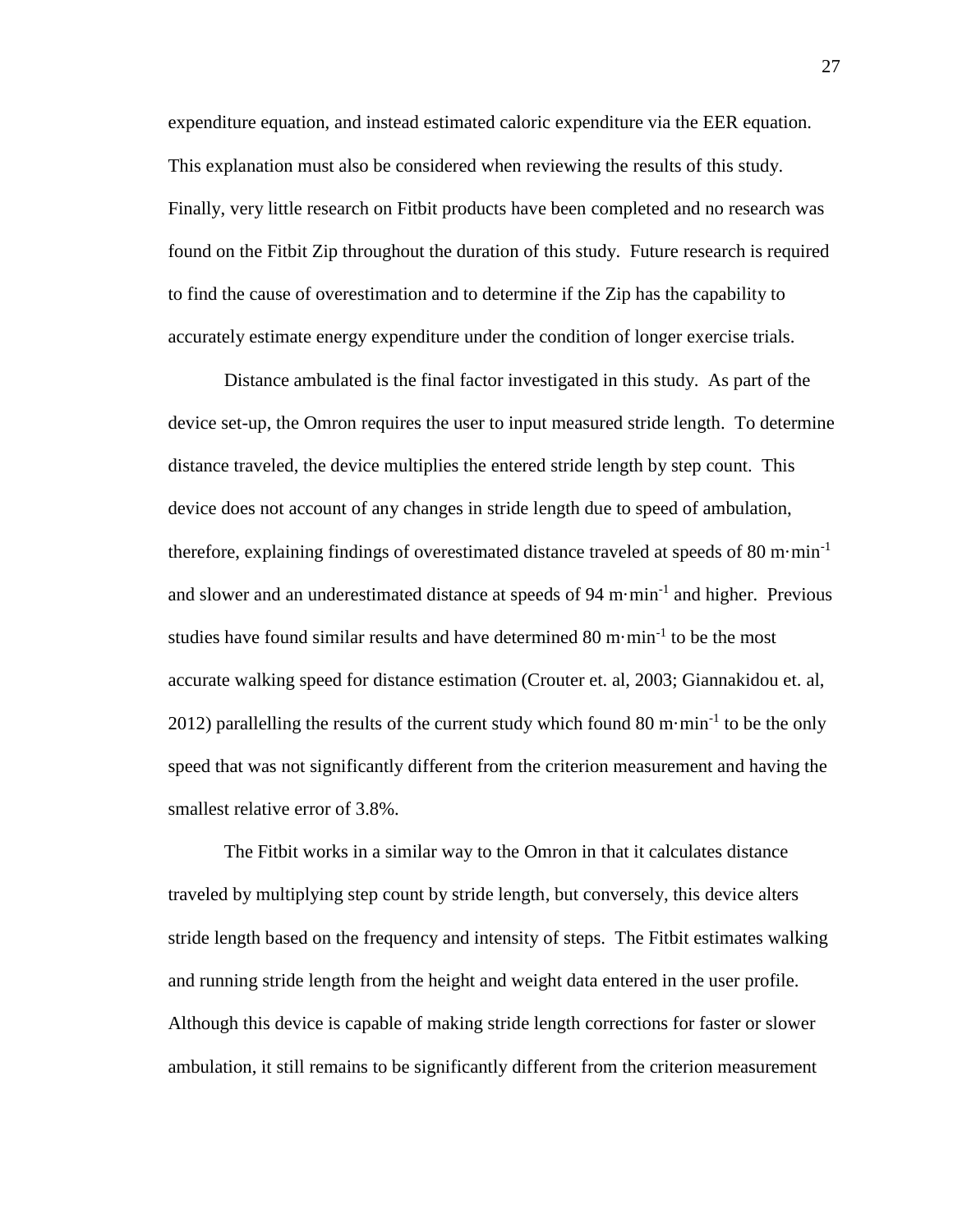expenditure equation, and instead estimated caloric expenditure via the EER equation. This explanation must also be considered when reviewing the results of this study. Finally, very little research on Fitbit products have been completed and no research was found on the Fitbit Zip throughout the duration of this study. Future research is required to find the cause of overestimation and to determine if the Zip has the capability to accurately estimate energy expenditure under the condition of longer exercise trials.

Distance ambulated is the final factor investigated in this study. As part of the device set-up, the Omron requires the user to input measured stride length. To determine distance traveled, the device multiplies the entered stride length by step count. This device does not account of any changes in stride length due to speed of ambulation, therefore, explaining findings of overestimated distance traveled at speeds of 80 $m \cdot min^{-1}$ and slower and an underestimated distance at speeds of 94 $m \cdot min^{-1}$ and higher. Previous studies have found similar results and have determined 80 $m \cdot min^{-1}$ to be the most accurate walking speed for distance estimation (Crouter et. al, 2003; Giannakidou et. al, 2012) parallelling the results of the current study which found 80 $m \cdot min^{-1}$ to be the only speed that was not significantly different from the criterion measurement and having the smallest relative error of 3.8%.

The Fitbit works in a similar way to the Omron in that it calculates distance traveled by multiplying step count by stride length, but conversely, this device alters stride length based on the frequency and intensity of steps. The Fitbit estimates walking and running stride length from the height and weight data entered in the user profile. Although this device is capable of making stride length corrections for faster or slower ambulation, it still remains to be significantly different from the criterion measurement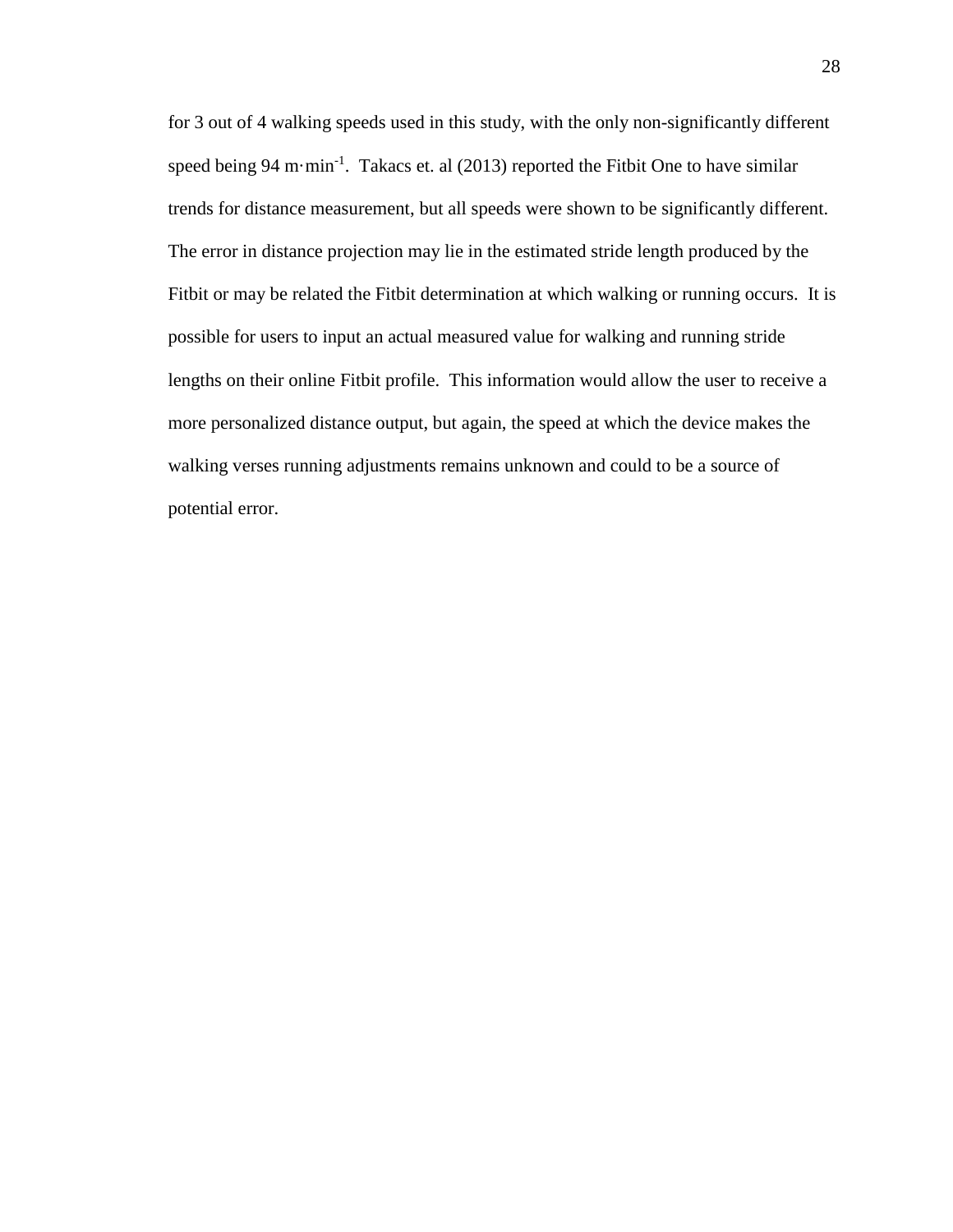for 3 out of 4 walking speeds used in this study, with the only non-significantly different speed being 94 $m \cdot min^{-1}$. Takacs et. al (2013) reported the Fitbit One to have similar trends for distance measurement, but all speeds were shown to be significantly different. The error in distance projection may lie in the estimated stride length produced by the Fitbit or may be related the Fitbit determination at which walking or running occurs. It is possible for users to input an actual measured value for walking and running stride lengths on their online Fitbit profile. This information would allow the user to receive a more personalized distance output, but again, the speed at which the device makes the walking verses running adjustments remains unknown and could to be a source of potential error.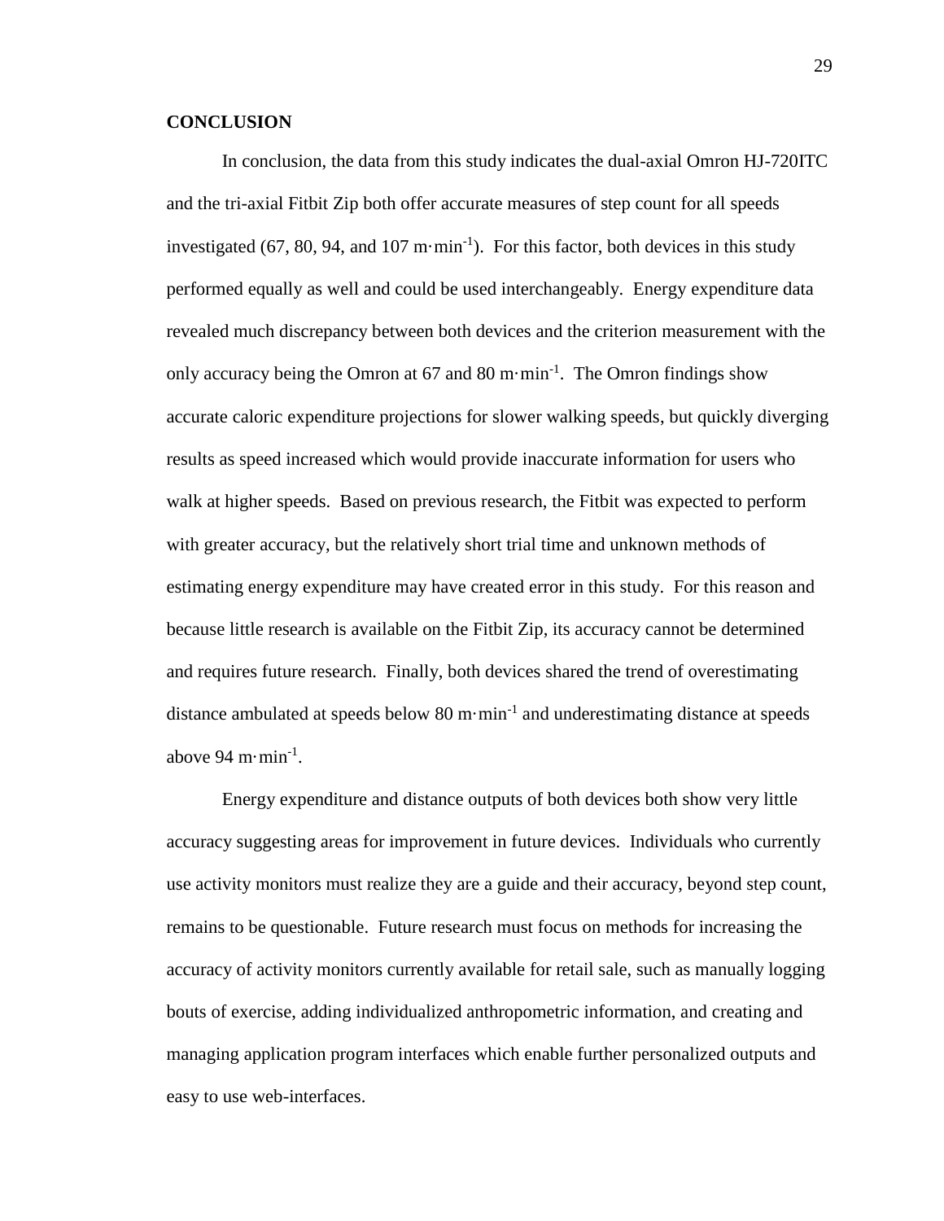## CONCLUSION

In conclusion, the data from this study indicates the dual-axial Omron HJ-720ITC and the tri-axial Fitbit Zip both offer accurate measures of step count for all speeds investigated (67, 80, 94, and 107 $m \cdot min^{-1}$). For this factor, both devices in this study performed equally as well and could be used interchangeably. Energy expenditure data revealed much discrepancy between both devices and the criterion measurement with the only accuracy being the Omron at 67 and 80 $m \cdot min^{-1}$. The Omron findings show accurate caloric expenditure projections for slower walking speeds, but quickly diverging results as speed increased which would provide inaccurate information for users who walk at higher speeds. Based on previous research, the Fitbit was expected to perform with greater accuracy, but the relatively short trial time and unknown methods of estimating energy expenditure may have created error in this study. For this reason and because little research is available on the Fitbit Zip, its accuracy cannot be determined and requires future research. Finally, both devices shared the trend of overestimating distance ambulated at speeds below 80 $m \cdot min^{-1}$ and underestimating distance at speeds above 94 $m \cdot min^{-1}$.

Energy expenditure and distance outputs of both devices both show very little accuracy suggesting areas for improvement in future devices. Individuals who currently use activity monitors must realize they are a guide and their accuracy, beyond step count, remains to be questionable. Future research must focus on methods for increasing the accuracy of activity monitors currently available for retail sale, such as manually logging bouts of exercise, adding individualized anthropometric information, and creating and managing application program interfaces which enable further personalized outputs and easy to use web-interfaces.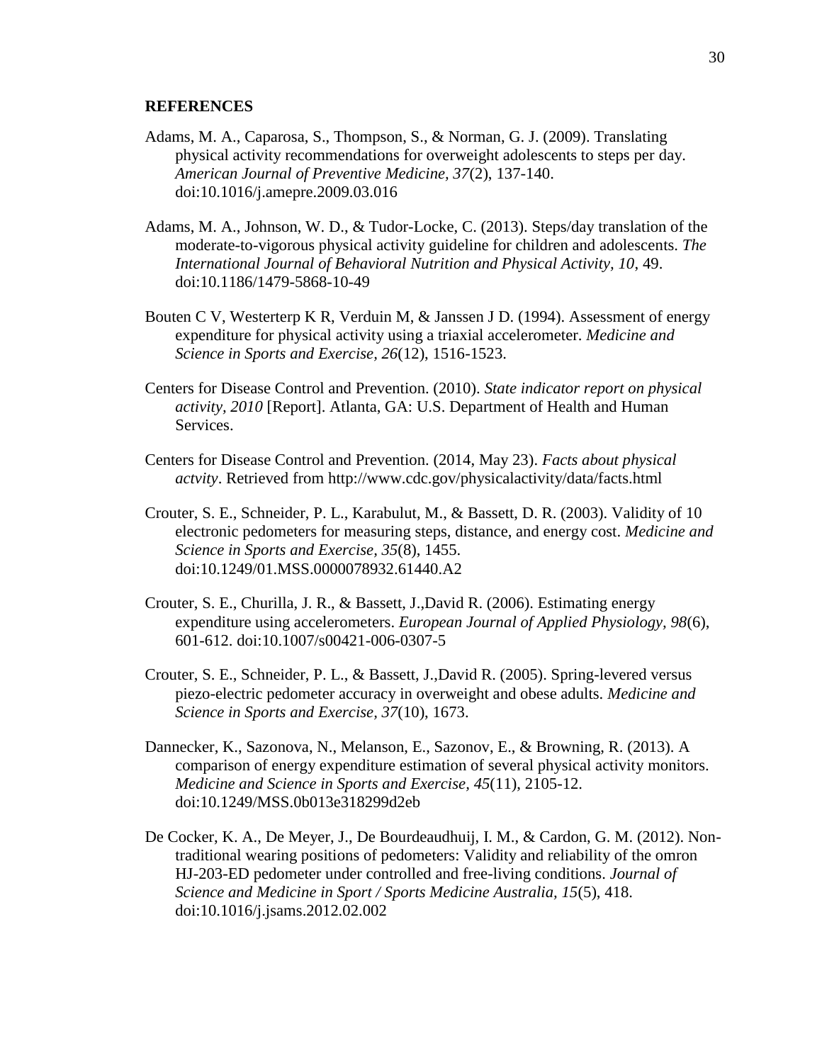**REFERENCES**

Adams, M. A., Caparosa, S., Thompson, S., & Norman, G. J. (2009). Translating physical activity recommendations for overweight adolescents to steps per day. *American Journal of Preventive Medicine, 37*(2), 137-140. doi:10.1016/j.amepre.2009.03.016

Adams, M. A., Johnson, W. D., & Tudor-Locke, C. (2013). Steps/day translation of the moderate-to-vigorous physical activity guideline for children and adolescents. *The International Journal of Behavioral Nutrition and Physical Activity, 10*, 49. doi:10.1186/1479-5868-10-49

Bouten C V, Westerterp K R, Verduin M, & Janssen J D. (1994). Assessment of energy expenditure for physical activity using a triaxial accelerometer. *Medicine and Science in Sports and Exercise, 26*(12), 1516-1523.

Centers for Disease Control and Prevention. (2010). *State indicator report on physical activity, 2010* [Report]. Atlanta, GA: U.S. Department of Health and Human Services.

Centers for Disease Control and Prevention. (2014, May 23). *Facts about physical actvity*. Retrieved from http://www.cdc.gov/physicalactivity/data/facts.html

Crouter, S. E., Schneider, P. L., Karabulut, M., & Bassett, D. R. (2003). Validity of 10 electronic pedometers for measuring steps, distance, and energy cost. *Medicine and Science in Sports and Exercise, 35*(8), 1455. doi:10.1249/01.MSS.0000078932.61440.A2

Crouter, S. E., Churilla, J. R., & Bassett, J.,David R. (2006). Estimating energy expenditure using accelerometers. *European Journal of Applied Physiology, 98*(6), 601-612. doi:10.1007/s00421-006-0307-5

Crouter, S. E., Schneider, P. L., & Bassett, J.,David R. (2005). Spring-levered versus piezo-electric pedometer accuracy in overweight and obese adults. *Medicine and Science in Sports and Exercise, 37*(10), 1673.

Dannecker, K., Sazonova, N., Melanson, E., Sazonov, E., & Browning, R. (2013). A comparison of energy expenditure estimation of several physical activity monitors. *Medicine and Science in Sports and Exercise, 45*(11), 2105-12. doi:10.1249/MSS.0b013e318299d2eb

De Cocker, K. A., De Meyer, J., De Bourdeaudhuij, I. M., & Cardon, G. M. (2012). Non-traditional wearing positions of pedometers: Validity and reliability of the omron HJ-203-ED pedometer under controlled and free-living conditions. *Journal of Science and Medicine in Sport / Sports Medicine Australia, 15*(5), 418. doi:10.1016/j.jsams.2012.02.002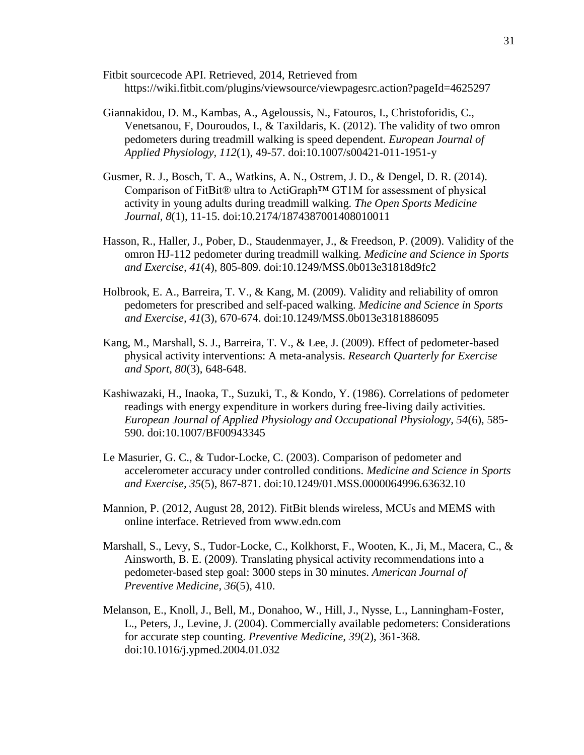Fitbit sourcecode API. Retrieved, 2014, Retrieved from https://wiki.fitbit.com/plugins/viewsource/viewpagesrc.action?pageId=4625297

Giannakidou, D. M., Kambas, A., Ageloussis, N., Fatouros, I., Christoforidis, C., Venetsanou, F, Douroudos, I., & Taxildaris, K. (2012). The validity of two omron pedometers during treadmill walking is speed dependent. *European Journal of Applied Physiology, 112*(1), 49-57. doi:10.1007/s00421-011-1951-y

Gusmer, R. J., Bosch, T. A., Watkins, A. N., Ostrem, J. D., & Dengel, D. R. (2014). Comparison of FitBit® ultra to ActiGraph™ GT1M for assessment of physical activity in young adults during treadmill walking. *The Open Sports Medicine Journal, 8*(1), 11-15. doi:10.2174/1874387001408010011

Hasson, R., Haller, J., Pober, D., Staudenmayer, J., & Freedson, P. (2009). Validity of the omron HJ-112 pedometer during treadmill walking. *Medicine and Science in Sports and Exercise, 41*(4), 805-809. doi:10.1249/MSS.0b013e31818d9fc2

Holbrook, E. A., Barreira, T. V., & Kang, M. (2009). Validity and reliability of omron pedometers for prescribed and self-paced walking. *Medicine and Science in Sports and Exercise, 41*(3), 670-674. doi:10.1249/MSS.0b013e3181886095

Kang, M., Marshall, S. J., Barreira, T. V., & Lee, J. (2009). Effect of pedometer-based physical activity interventions: A meta-analysis. *Research Quarterly for Exercise and Sport, 80*(3), 648-648.

Kashiwazaki, H., Inaoka, T., Suzuki, T., & Kondo, Y. (1986). Correlations of pedometer readings with energy expenditure in workers during free-living daily activities. *European Journal of Applied Physiology and Occupational Physiology, 54*(6), 585-590. doi:10.1007/BF00943345

Le Masurier, G. C., & Tudor-Locke, C. (2003). Comparison of pedometer and accelerometer accuracy under controlled conditions. *Medicine and Science in Sports and Exercise, 35*(5), 867-871. doi:10.1249/01.MSS.0000064996.63632.10

Mannion, P. (2012, August 28, 2012). FitBit blends wireless, MCUs and MEMS with online interface. Retrieved from www.edn.com

Marshall, S., Levy, S., Tudor-Locke, C., Kolkhorst, F., Wooten, K., Ji, M., Macera, C., & Ainsworth, B. E. (2009). Translating physical activity recommendations into a pedometer-based step goal: 3000 steps in 30 minutes. *American Journal of Preventive Medicine, 36*(5), 410.

Melanson, E., Knoll, J., Bell, M., Donahoo, W., Hill, J., Nysse, L., Lanningham-Foster, L., Peters, J., Levine, J. (2004). Commercially available pedometers: Considerations for accurate step counting. *Preventive Medicine, 39*(2), 361-368. doi:10.1016/j.ypmed.2004.01.032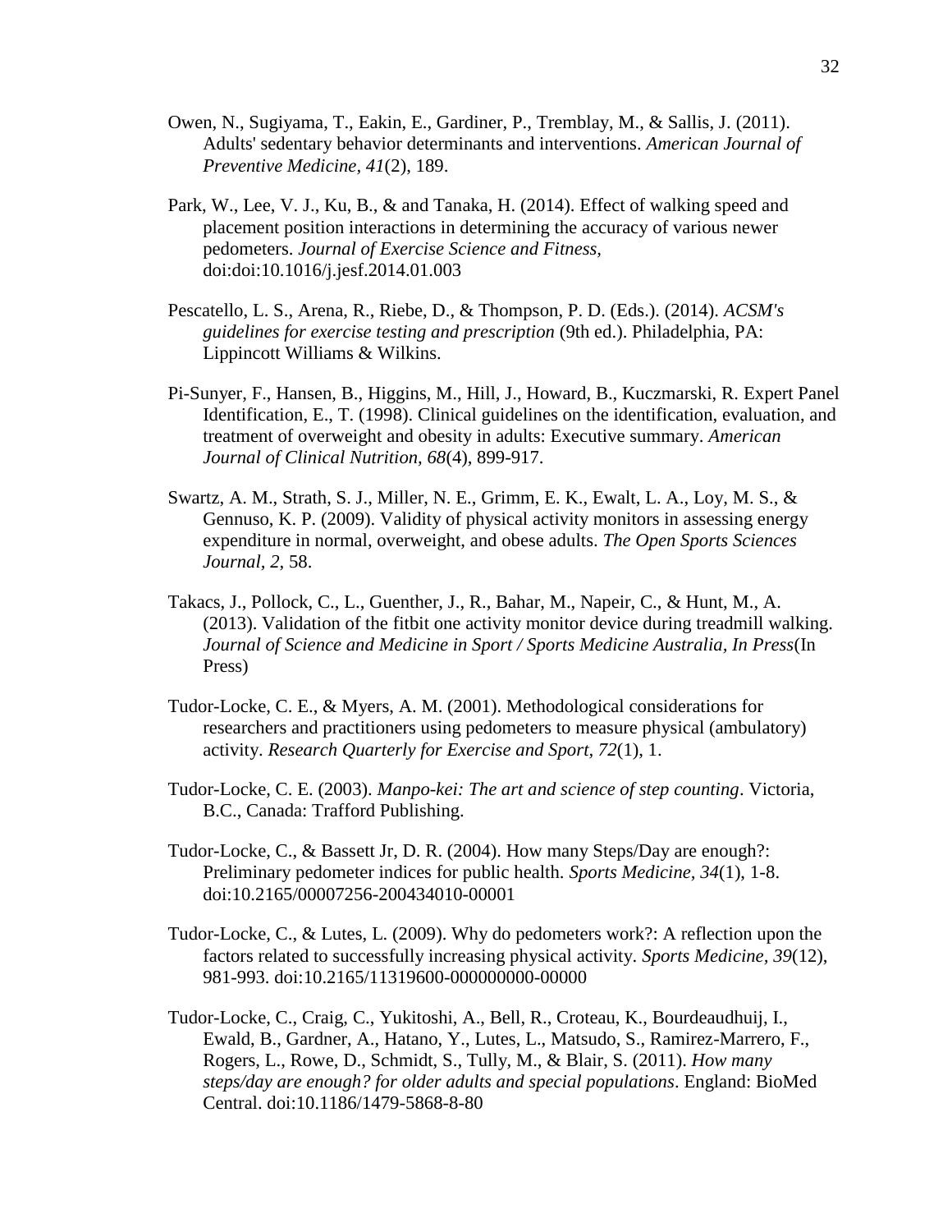Owen, N., Sugiyama, T., Eakin, E., Gardiner, P., Tremblay, M., & Sallis, J. (2011). Adults' sedentary behavior determinants and interventions. *American Journal of Preventive Medicine, 41*(2), 189.

Park, W., Lee, V. J., Ku, B., & and Tanaka, H. (2014). Effect of walking speed and placement position interactions in determining the accuracy of various newer pedometers. *Journal of Exercise Science and Fitness,* doi:doi:10.1016/j.jesf.2014.01.003

Pescatello, L. S., Arena, R., Riebe, D., & Thompson, P. D. (Eds.). (2014). *ACSM's guidelines for exercise testing and prescription* (9th ed.). Philadelphia, PA: Lippincott Williams & Wilkins.

Pi-Sunyer, F., Hansen, B., Higgins, M., Hill, J., Howard, B., Kuczmarski, R. Expert Panel Identification, E., T. (1998). Clinical guidelines on the identification, evaluation, and treatment of overweight and obesity in adults: Executive summary. *American Journal of Clinical Nutrition, 68*(4), 899-917.

Swartz, A. M., Strath, S. J., Miller, N. E., Grimm, E. K., Ewalt, L. A., Loy, M. S., & Gennuso, K. P. (2009). Validity of physical activity monitors in assessing energy expenditure in normal, overweight, and obese adults. *The Open Sports Sciences Journal, 2*, 58.

Takacs, J., Pollock, C., L., Guenther, J., R., Bahar, M., Napeir, C., & Hunt, M., A. (2013). Validation of the fitbit one activity monitor device during treadmill walking. *Journal of Science and Medicine in Sport / Sports Medicine Australia, In Press*(In Press)

Tudor-Locke, C. E., & Myers, A. M. (2001). Methodological considerations for researchers and practitioners using pedometers to measure physical (ambulatory) activity. *Research Quarterly for Exercise and Sport, 72*(1), 1.

Tudor-Locke, C. E. (2003). *Manpo-kei: The art and science of step counting*. Victoria, B.C., Canada: Trafford Publishing.

Tudor-Locke, C., & Bassett Jr, D. R. (2004). How many Steps/Day are enough?: Preliminary pedometer indices for public health. *Sports Medicine, 34*(1), 1-8. doi:10.2165/00007256-200434010-00001

Tudor-Locke, C., & Lutes, L. (2009). Why do pedometers work?: A reflection upon the factors related to successfully increasing physical activity. *Sports Medicine, 39*(12), 981-993. doi:10.2165/11319600-000000000-00000

Tudor-Locke, C., Craig, C., Yukitoshi, A., Bell, R., Croteau, K., Bourdeaudhuij, I., Ewald, B., Gardner, A., Hatano, Y., Lutes, L., Matsudo, S., Ramirez-Marrero, F., Rogers, L., Rowe, D., Schmidt, S., Tully, M., & Blair, S. (2011). *How many steps/day are enough? for older adults and special populations*. England: BioMed Central. doi:10.1186/1479-5868-8-80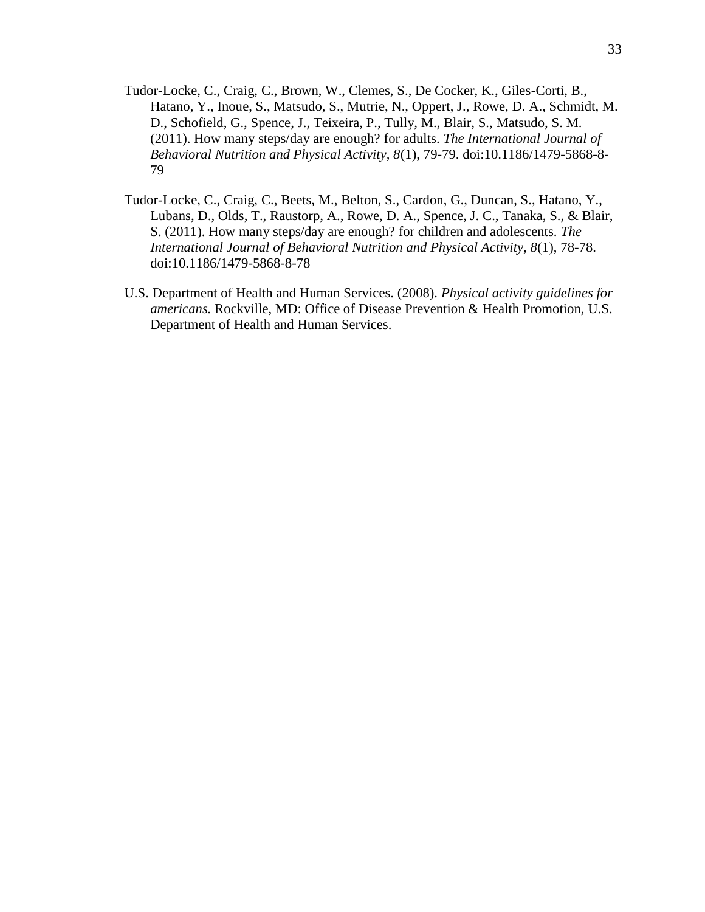Tudor-Locke, C., Craig, C., Brown, W., Clemes, S., De Cocker, K., Giles-Corti, B., Hatano, Y., Inoue, S., Matsudo, S., Mutrie, N., Oppert, J., Rowe, D. A., Schmidt, M. D., Schofield, G., Spence, J., Teixeira, P., Tully, M., Blair, S., Matsudo, S. M. (2011). How many steps/day are enough? for adults. *The International Journal of Behavioral Nutrition and Physical Activity, 8*(1), 79-79. doi:10.1186/1479-5868-8-79

Tudor-Locke, C., Craig, C., Beets, M., Belton, S., Cardon, G., Duncan, S., Hatano, Y., Lubans, D., Olds, T., Raustorp, A., Rowe, D. A., Spence, J. C., Tanaka, S., & Blair, S. (2011). How many steps/day are enough? for children and adolescents. *The International Journal of Behavioral Nutrition and Physical Activity, 8*(1), 78-78. doi:10.1186/1479-5868-8-78

U.S. Department of Health and Human Services. (2008). *Physical activity guidelines for americans.* Rockville, MD: Office of Disease Prevention & Health Promotion, U.S. Department of Health and Human Services.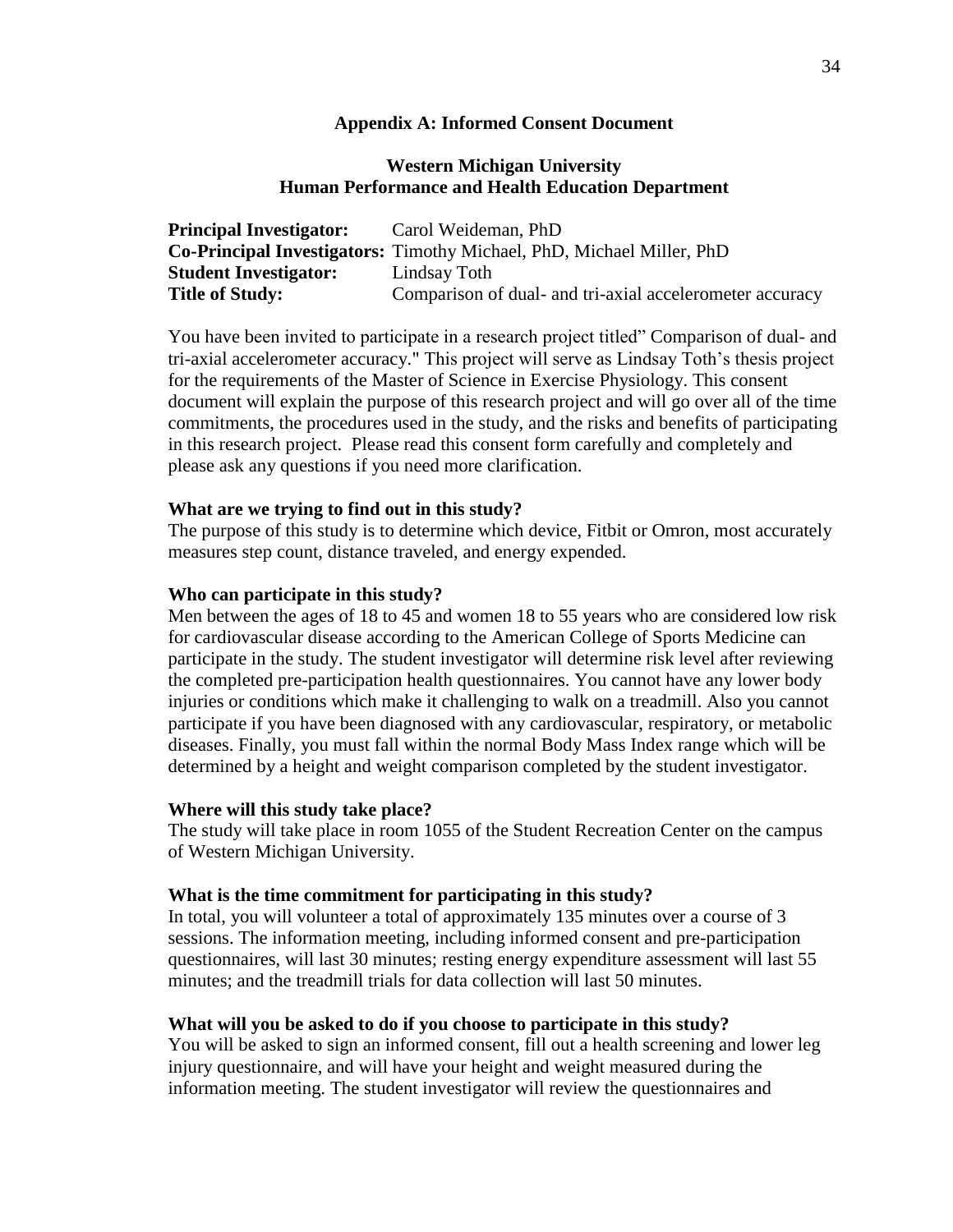## Appendix A: Informed Consent Document

### Western Michigan University
### Human Performance and Health Education Department

**Principal Investigator:** Carol Weideman, PhD
**Co-Principal Investigators:** Timothy Michael, PhD, Michael Miller, PhD
**Student Investigator:** Lindsay Toth
**Title of Study:** Comparison of dual- and tri-axial accelerometer accuracy

You have been invited to participate in a research project titled" Comparison of dual- and tri-axial accelerometer accuracy." This project will serve as Lindsay Toth's thesis project for the requirements of the Master of Science in Exercise Physiology. This consent document will explain the purpose of this research project and will go over all of the time commitments, the procedures used in the study, and the risks and benefits of participating in this research project. Please read this consent form carefully and completely and please ask any questions if you need more clarification.

**What are we trying to find out in this study?**
The purpose of this study is to determine which device, Fitbit or Omron, most accurately measures step count, distance traveled, and energy expended.

**Who can participate in this study?**
Men between the ages of 18 to 45 and women 18 to 55 years who are considered low risk for cardiovascular disease according to the American College of Sports Medicine can participate in the study. The student investigator will determine risk level after reviewing the completed pre-participation health questionnaires. You cannot have any lower body injuries or conditions which make it challenging to walk on a treadmill. Also you cannot participate if you have been diagnosed with any cardiovascular, respiratory, or metabolic diseases. Finally, you must fall within the normal Body Mass Index range which will be determined by a height and weight comparison completed by the student investigator.

**Where will this study take place?**
The study will take place in room 1055 of the Student Recreation Center on the campus of Western Michigan University.

**What is the time commitment for participating in this study?**
In total, you will volunteer a total of approximately 135 minutes over a course of 3 sessions. The information meeting, including informed consent and pre-participation questionnaires, will last 30 minutes; resting energy expenditure assessment will last 55 minutes; and the treadmill trials for data collection will last 50 minutes.

**What will you be asked to do if you choose to participate in this study?**
You will be asked to sign an informed consent, fill out a health screening and lower leg injury questionnaire, and will have your height and weight measured during the information meeting. The student investigator will review the questionnaires and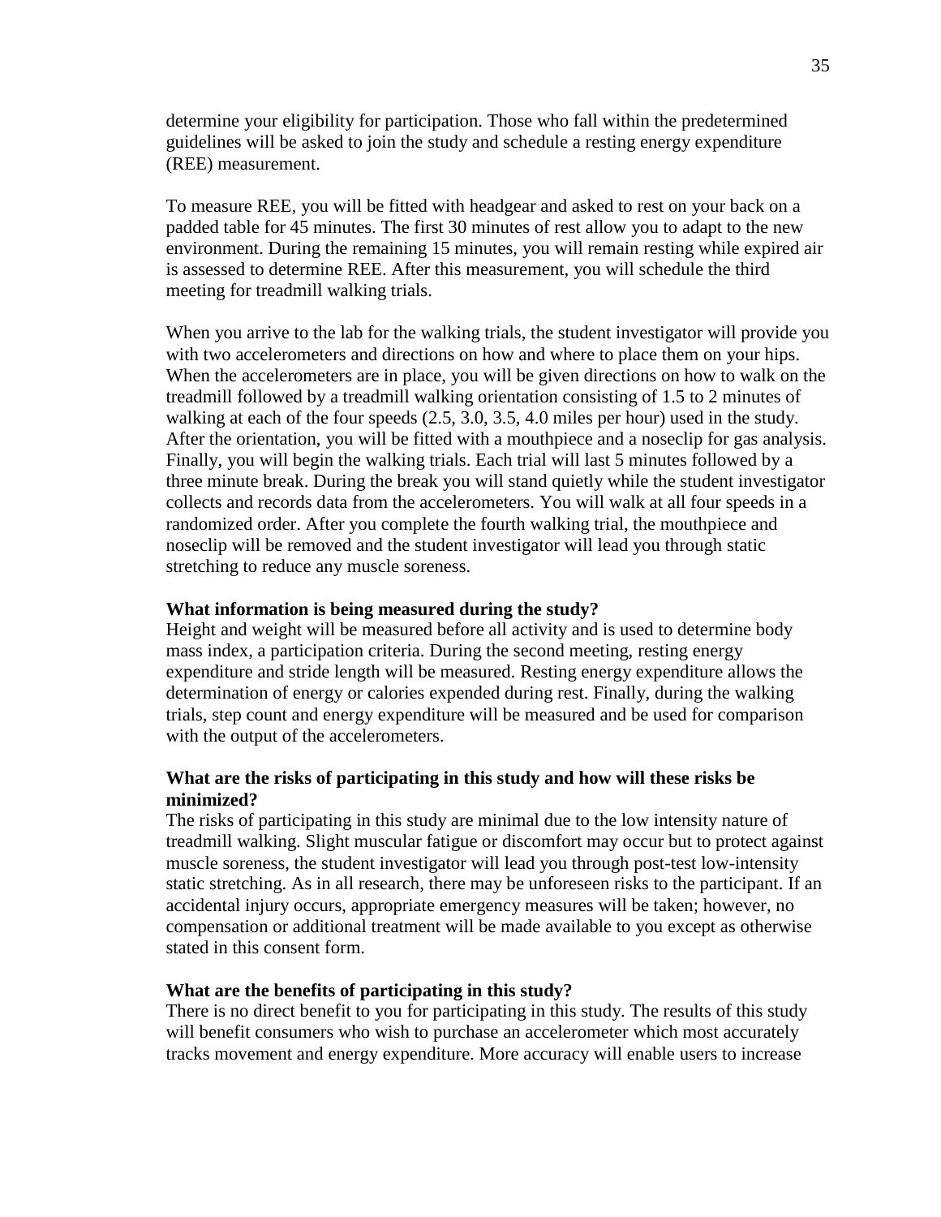determine your eligibility for participation. Those who fall within the predetermined guidelines will be asked to join the study and schedule a resting energy expenditure (REE) measurement.

To measure REE, you will be fitted with headgear and asked to rest on your back on a padded table for 45 minutes. The first 30 minutes of rest allow you to adapt to the new environment. During the remaining 15 minutes, you will remain resting while expired air is assessed to determine REE. After this measurement, you will schedule the third meeting for treadmill walking trials.

When you arrive to the lab for the walking trials, the student investigator will provide you with two accelerometers and directions on how and where to place them on your hips. When the accelerometers are in place, you will be given directions on how to walk on the treadmill followed by a treadmill walking orientation consisting of 1.5 to 2 minutes of walking at each of the four speeds (2.5, 3.0, 3.5, 4.0 miles per hour) used in the study. After the orientation, you will be fitted with a mouthpiece and a noseclip for gas analysis. Finally, you will begin the walking trials. Each trial will last 5 minutes followed by a three minute break. During the break you will stand quietly while the student investigator collects and records data from the accelerometers. You will walk at all four speeds in a randomized order. After you complete the fourth walking trial, the mouthpiece and noseclip will be removed and the student investigator will lead you through static stretching to reduce any muscle soreness.

**What information is being measured during the study?**

Height and weight will be measured before all activity and is used to determine body mass index, a participation criteria. During the second meeting, resting energy expenditure and stride length will be measured. Resting energy expenditure allows the determination of energy or calories expended during rest. Finally, during the walking trials, step count and energy expenditure will be measured and be used for comparison with the output of the accelerometers.

**What are the risks of participating in this study and how will these risks be minimized?**

The risks of participating in this study are minimal due to the low intensity nature of treadmill walking. Slight muscular fatigue or discomfort may occur but to protect against muscle soreness, the student investigator will lead you through post-test low-intensity static stretching. As in all research, there may be unforeseen risks to the participant. If an accidental injury occurs, appropriate emergency measures will be taken; however, no compensation or additional treatment will be made available to you except as otherwise stated in this consent form.

**What are the benefits of participating in this study?**

There is no direct benefit to you for participating in this study. The results of this study will benefit consumers who wish to purchase an accelerometer which most accurately tracks movement and energy expenditure. More accuracy will enable users to increase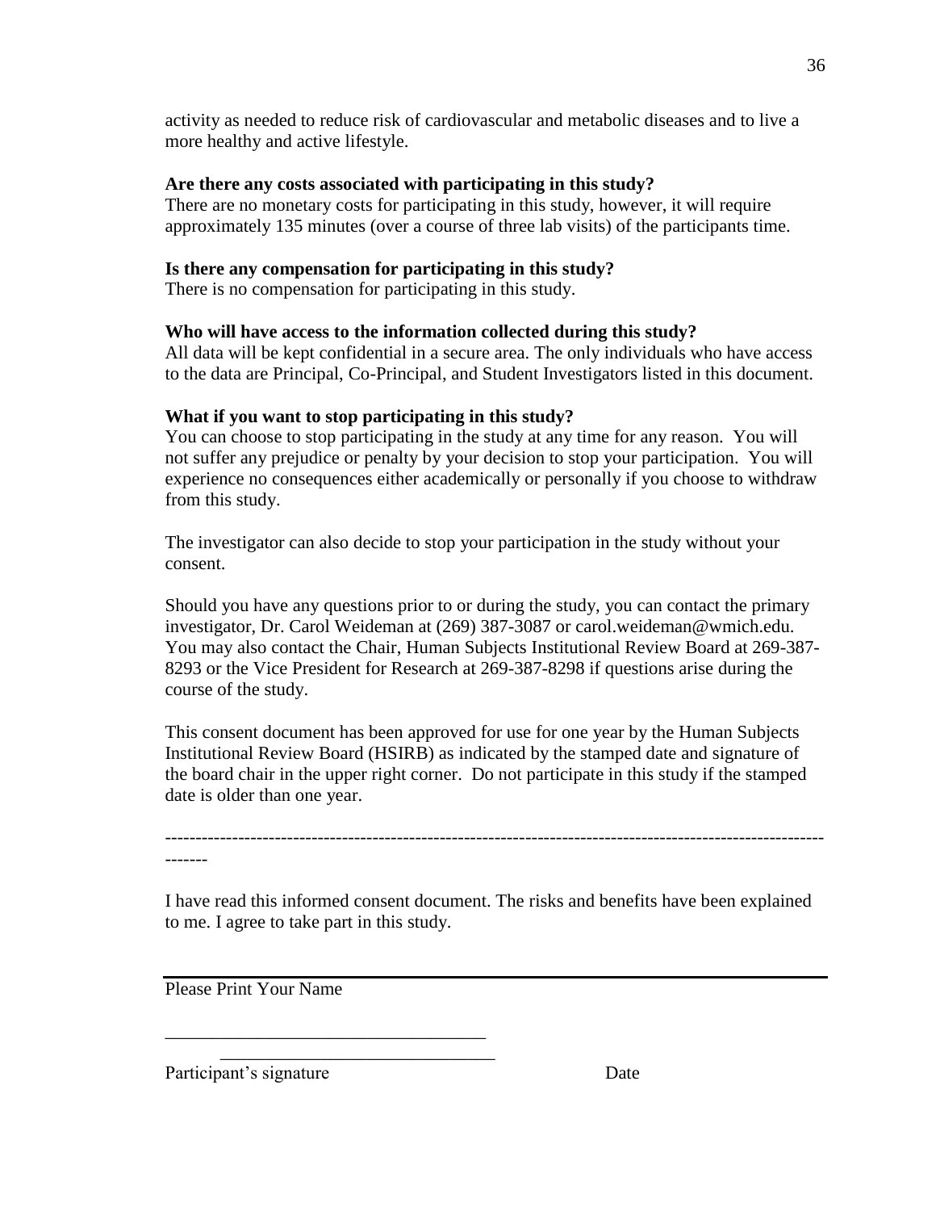activity as needed to reduce risk of cardiovascular and metabolic diseases and to live a more healthy and active lifestyle.

**Are there any costs associated with participating in this study?**
There are no monetary costs for participating in this study, however, it will require approximately 135 minutes (over a course of three lab visits) of the participants time.

**Is there any compensation for participating in this study?**
There is no compensation for participating in this study.

**Who will have access to the information collected during this study?**
All data will be kept confidential in a secure area. The only individuals who have access to the data are Principal, Co-Principal, and Student Investigators listed in this document.

**What if you want to stop participating in this study?**
You can choose to stop participating in the study at any time for any reason. You will not suffer any prejudice or penalty by your decision to stop your participation. You will experience no consequences either academically or personally if you choose to withdraw from this study.

The investigator can also decide to stop your participation in the study without your consent.

Should you have any questions prior to or during the study, you can contact the primary investigator, Dr. Carol Weideman at (269) 387-3087 or carol.weideman@wmich.edu. You may also contact the Chair, Human Subjects Institutional Review Board at 269-387-8293 or the Vice President for Research at 269-387-8298 if questions arise during the course of the study.

This consent document has been approved for use for one year by the Human Subjects Institutional Review Board (HSIRB) as indicated by the stamped date and signature of the board chair in the upper right corner. Do not participate in this study if the stamped date is older than one year.

---

I have read this informed consent document. The risks and benefits have been explained to me. I agree to take part in this study.

Please Print Your Name

\_\_\_\_\_\_\_\_\_\_\_\_\_\_\_\_\_\_\_\_\_\_\_\_\_\_\_\_\_\_\_\_\_\_\_ \_\_\_\_\_\_\_\_\_\_\_\_\_\_\_\_\_\_\_\_\_\_\_\_\_\_\_\_\_\_

Participant's signature Date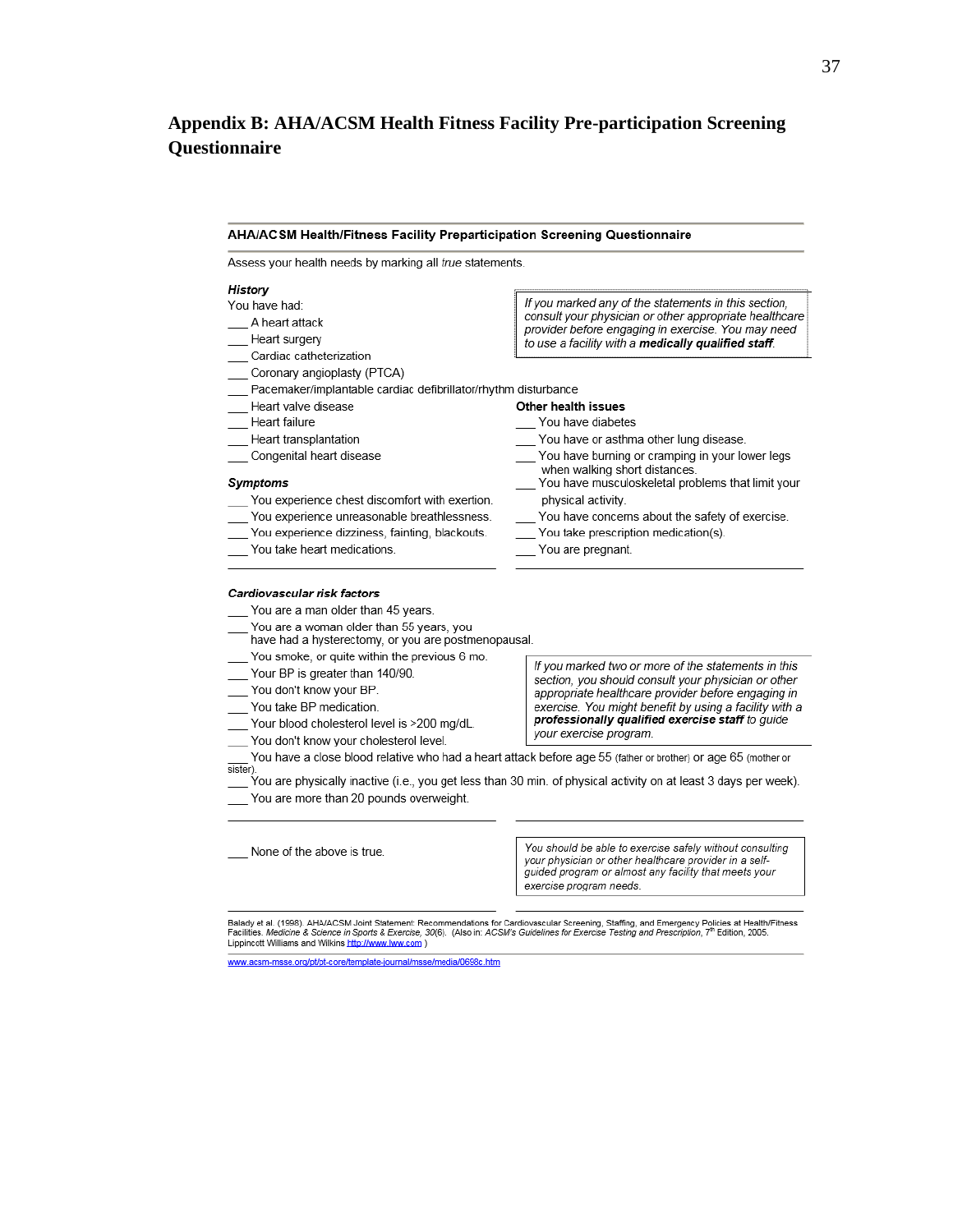## Appendix B: AHA/ACSM Health Fitness Facility Pre-participation Screening Questionnaire

**AHA/ACSM Health/Fitness Facility Preparticipation Screening Questionnaire**

Assess your health needs by marking all *true* statements.

***History***

You have had:

___ A heart attack
___ Heart surgery
___ Cardiac catheterization
___ Coronary angioplasty (PTCA)
___ Pacemaker/implantable cardiac defibrillator/rhythm disturbance
___ Heart valve disease
___ Heart failure
___ Heart transplantation
___ Congenital heart disease

*If you marked any of the statements in this section, consult your physician or other appropriate healthcare provider before engaging in exercise. You may need to use a facility with a **medically qualified staff**.*

***Symptoms***

___ You experience chest discomfort with exertion.
___ You experience unreasonable breathlessness.
___ You experience dizziness, fainting, blackouts.
___ You take heart medications.

**Other health issues**

___ You have diabetes
___ You have or asthma other lung disease.
___ You have burning or cramping in your lower legs when walking short distances.
___ You have musculoskeletal problems that limit your physical activity.
___ You have concerns about the safety of exercise.
___ You take prescription medication(s).
___ You are pregnant.

***Cardiovascular risk factors***

___ You are a man older than 45 years.
___ You are a woman older than 55 years, you have had a hysterectomy, or you are postmenopausal.
___ You smoke, or quite within the previous 6 mo.
___ Your BP is greater than 140/90.
___ You don't know your BP.
___ You take BP medication.
___ Your blood cholesterol level is >200 mg/dL.
___ You don't know your cholesterol level.
___ You have a close blood relative who had a heart attack before age 55 (father or brother) or age 65 (mother or sister).
___ You are physically inactive (i.e., you get less than 30 min. of physical activity on at least 3 days per week).
___ You are more than 20 pounds overweight.

*If you marked two or more of the statements in this section, you should consult your physician or other appropriate healthcare provider before engaging in exercise. You might benefit by using a facility with a **professionally qualified exercise staff** to guide your exercise program.*

___ None of the above is true.

*You should be able to exercise safely without consulting your physician or other healthcare provider in a self-guided program or almost any facility that meets your exercise program needs.*

Balady et al. (1998). AHA/ACSM Joint Statement: Recommendations for Cardiovascular Screening, Staffing, and Emergency Policies at Health/Fitness Facilities. *Medicine & Science in Sports & Exercise, 30*(6). (Also in: *ACSM's Guidelines for Exercise Testing and Prescription*, 7th Edition, 2005. Lippincott Williams and Wilkins http://www.lww.com )

www.acsm-msse.org/pt/pt-core/template-journal/msse/media/0698c.htm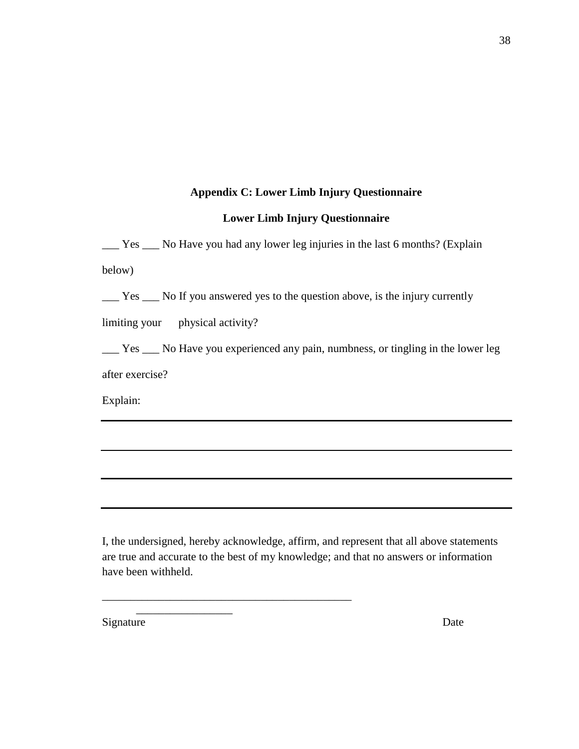## Appendix C: Lower Limb Injury Questionnaire

### Lower Limb Injury Questionnaire

___ Yes ___ No Have you had any lower leg injuries in the last 6 months? (Explain below)

___ Yes ___ No If you answered yes to the question above, is the injury currently limiting your physical activity?

___ Yes ___ No Have you experienced any pain, numbness, or tingling in the lower leg after exercise?

Explain:

______________________________________________________________________

______________________________________________________________________

______________________________________________________________________

______________________________________________________________________

I, the undersigned, hereby acknowledge, affirm, and represent that all above statements are true and accurate to the best of my knowledge; and that no answers or information have been withheld.

_____________________________________________ _________________

Signature Date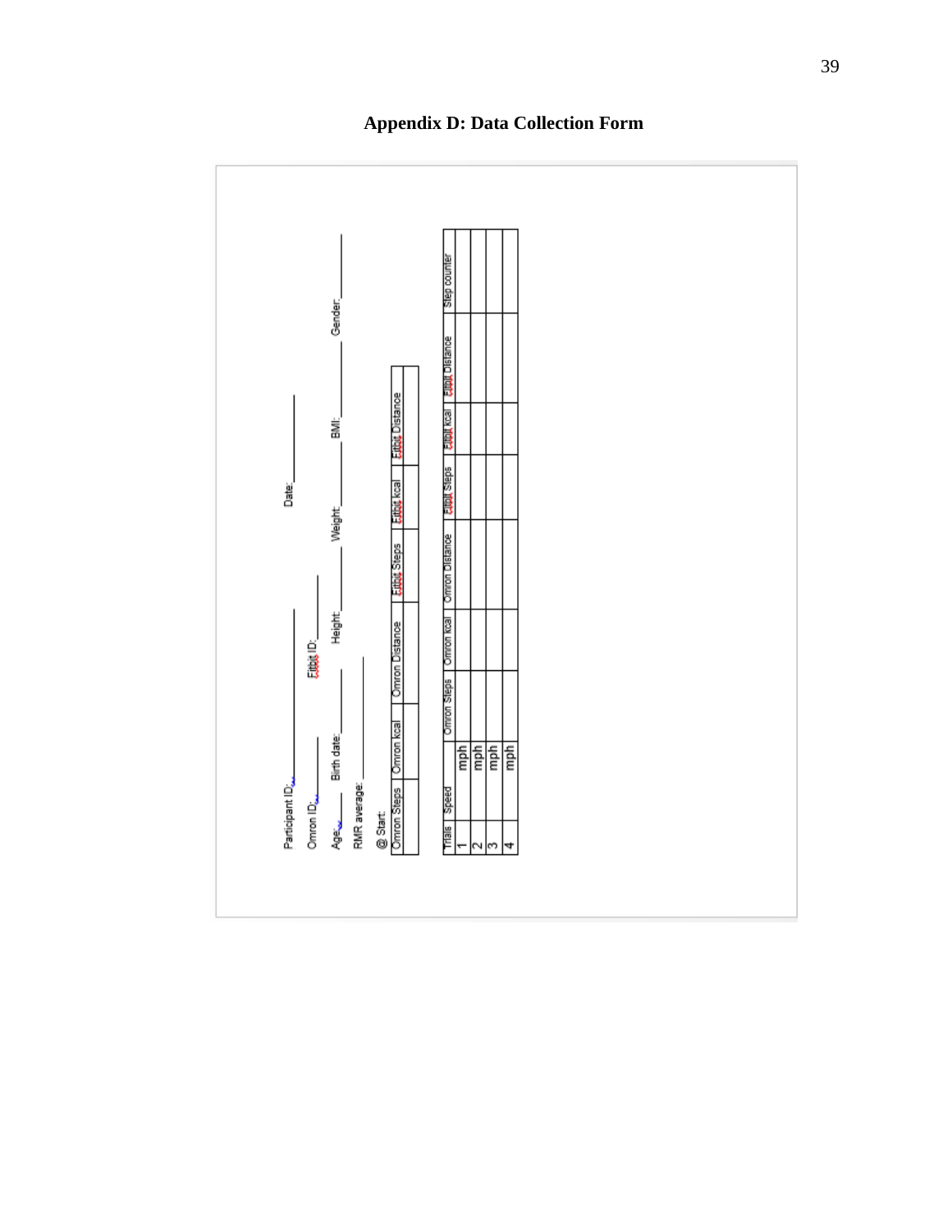## Appendix D: Data Collection Form

Participant ID:\_\_\_\_\_\_\_\_\_\_ Date:\_\_\_\_\_\_\_\_\_\_

Omron ID:\_\_\_\_\_\_ Fitbit ID:\_\_\_\_\_\_

Age:\_\_\_\_ Birth date:\_\_\_\_\_\_ Height:\_\_\_\_\_\_ Weight:\_\_\_\_\_\_ BMI:\_\_\_\_\_\_ Gender:\_\_\_\_\_\_

RMR average: \_\_\_\_\_\_\_\_

@ Start:

| Omron Steps | Omron kcal | Omron Distance | Fitbit Steps | Fitbit kcal | Fitbit Distance |
|---|---|---|---|---|---|
| | | | | | |

| Trials | Speed | | Omron Steps | Omron kcal | Omron Distance | Fitbit Steps | Fitbit kcal | Fitbit Distance | Step counter |
|---|---|---|---|---|---|---|---|---|---|
| 1 | | mph | | | | | | | |
| 2 | | mph | | | | | | | |
| 3 | | mph | | | | | | | |
| 4 | | mph | | | | | | | |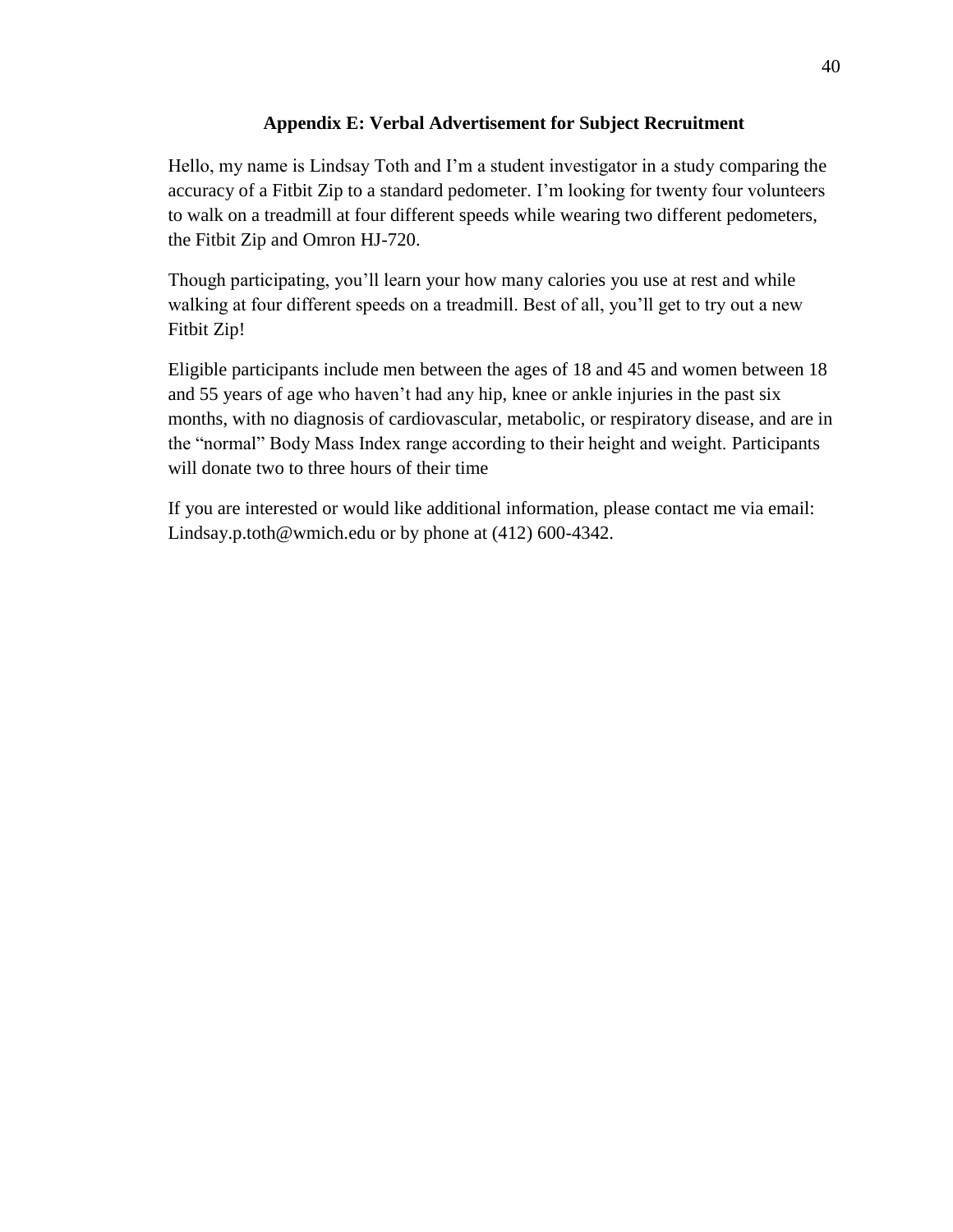## Appendix E: Verbal Advertisement for Subject Recruitment

Hello, my name is Lindsay Toth and I'm a student investigator in a study comparing the accuracy of a Fitbit Zip to a standard pedometer. I'm looking for twenty four volunteers to walk on a treadmill at four different speeds while wearing two different pedometers, the Fitbit Zip and Omron HJ-720.

Though participating, you'll learn your how many calories you use at rest and while walking at four different speeds on a treadmill. Best of all, you'll get to try out a new Fitbit Zip!

Eligible participants include men between the ages of 18 and 45 and women between 18 and 55 years of age who haven't had any hip, knee or ankle injuries in the past six months, with no diagnosis of cardiovascular, metabolic, or respiratory disease, and are in the "normal" Body Mass Index range according to their height and weight. Participants will donate two to three hours of their time

If you are interested or would like additional information, please contact me via email: Lindsay.p.toth@wmich.edu or by phone at (412) 600-4342.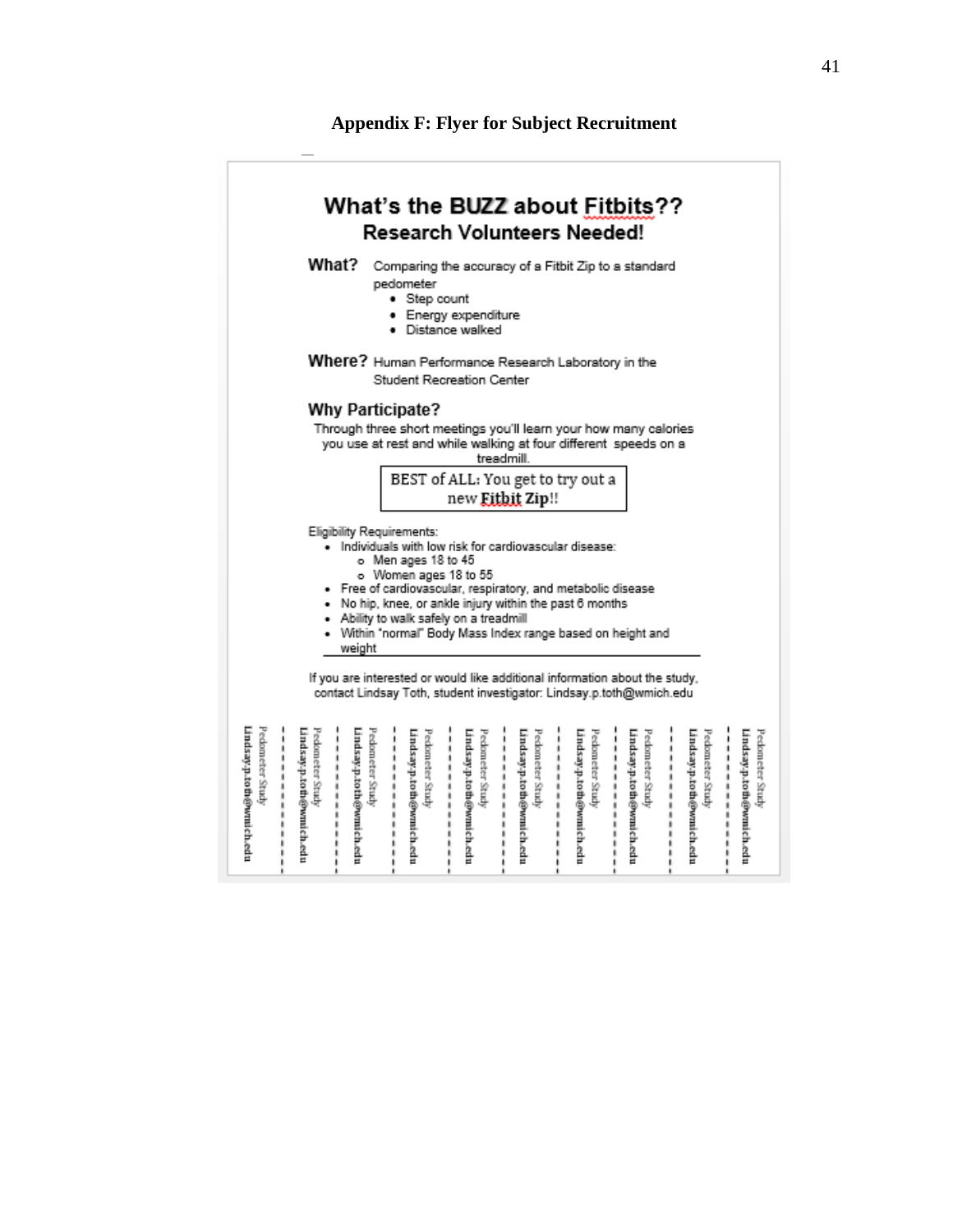## Appendix F: Flyer for Subject Recruitment

# What's the BUZZ about Fitbits??

## Research Volunteers Needed!

**What?** Comparing the accuracy of a Fitbit Zip to a standard pedometer

- Step count
- Energy expenditure
- Distance walked

**Where?** Human Performance Research Laboratory in the Student Recreation Center

### Why Participate?

Through three short meetings you'll learn your how many calories you use at rest and while walking at four different speeds on a treadmill.

BEST of ALL: You get to try out a new **Fitbit Zip**!!

Eligibility Requirements:

- Individuals with low risk for cardiovascular disease:
  - Men ages 18 to 45
  - Women ages 18 to 55
- Free of cardiovascular, respiratory, and metabolic disease
- No hip, knee, or ankle injury within the past 6 months
- Ability to walk safely on a treadmill
- Within "normal" Body Mass Index range based on height and weight

If you are interested or would like additional information about the study, contact Lindsay Toth, student investigator: Lindsay.p.toth@wmich.edu

Pedometer Study Lindsay.p.toth@wmich.edu

Pedometer Study Lindsay.p.toth@wmich.edu

Pedometer Study Lindsay.p.toth@wmich.edu

Pedometer Study Lindsay.p.toth@wmich.edu

Pedometer Study Lindsay.p.toth@wmich.edu

Pedometer Study Lindsay.p.toth@wmich.edu

Pedometer Study Lindsay.p.toth@wmich.edu

Pedometer Study Lindsay.p.toth@wmich.edu

Pedometer Study Lindsay.p.toth@wmich.edu

Pedometer Study Lindsay.p.toth@wmich.edu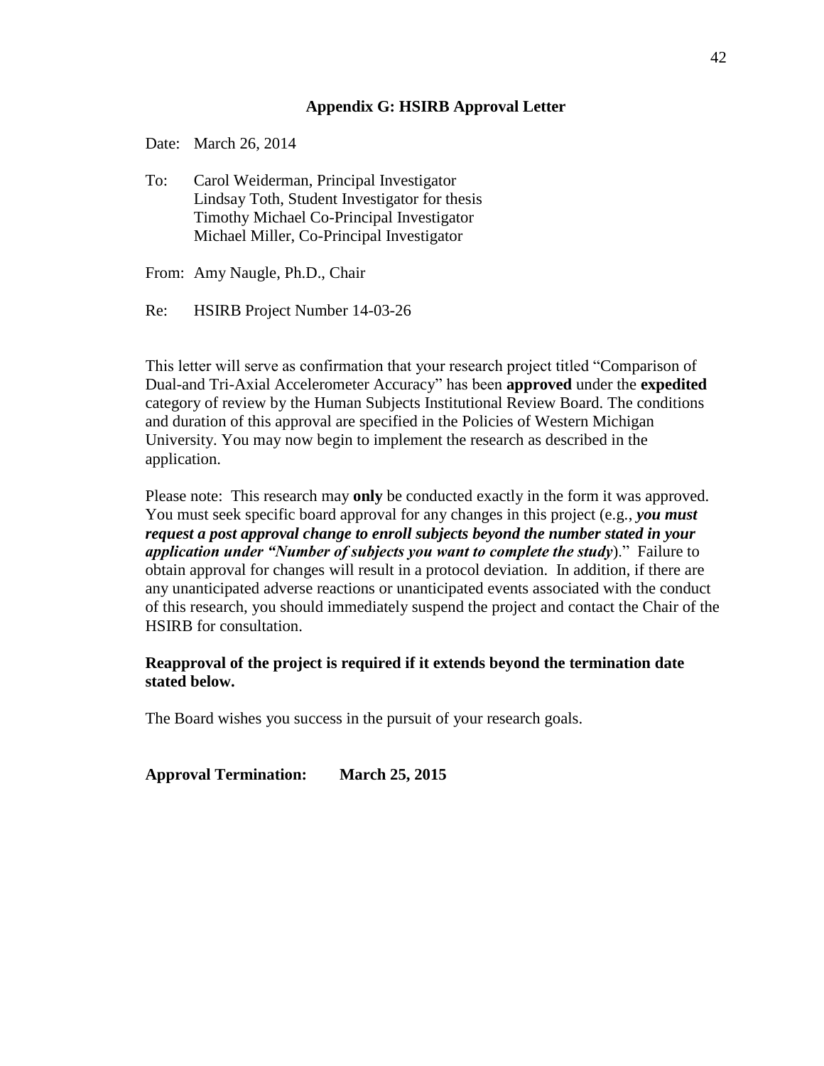## Appendix G: HSIRB Approval Letter

Date: March 26, 2014

To: Carol Weiderman, Principal Investigator
Lindsay Toth, Student Investigator for thesis
Timothy Michael Co-Principal Investigator
Michael Miller, Co-Principal Investigator

From: Amy Naugle, Ph.D., Chair

Re: HSIRB Project Number 14-03-26

This letter will serve as confirmation that your research project titled "Comparison of Dual-and Tri-Axial Accelerometer Accuracy" has been **approved** under the **expedited** category of review by the Human Subjects Institutional Review Board. The conditions and duration of this approval are specified in the Policies of Western Michigan University. You may now begin to implement the research as described in the application.

Please note: This research may **only** be conducted exactly in the form it was approved. You must seek specific board approval for any changes in this project (e.g., ***you must request a post approval change to enroll subjects beyond the number stated in your application under "Number of subjects you want to complete the study***)." Failure to obtain approval for changes will result in a protocol deviation. In addition, if there are any unanticipated adverse reactions or unanticipated events associated with the conduct of this research, you should immediately suspend the project and contact the Chair of the HSIRB for consultation.

**Reapproval of the project is required if it extends beyond the termination date stated below.**

The Board wishes you success in the pursuit of your research goals.

**Approval Termination: March 25, 2015**